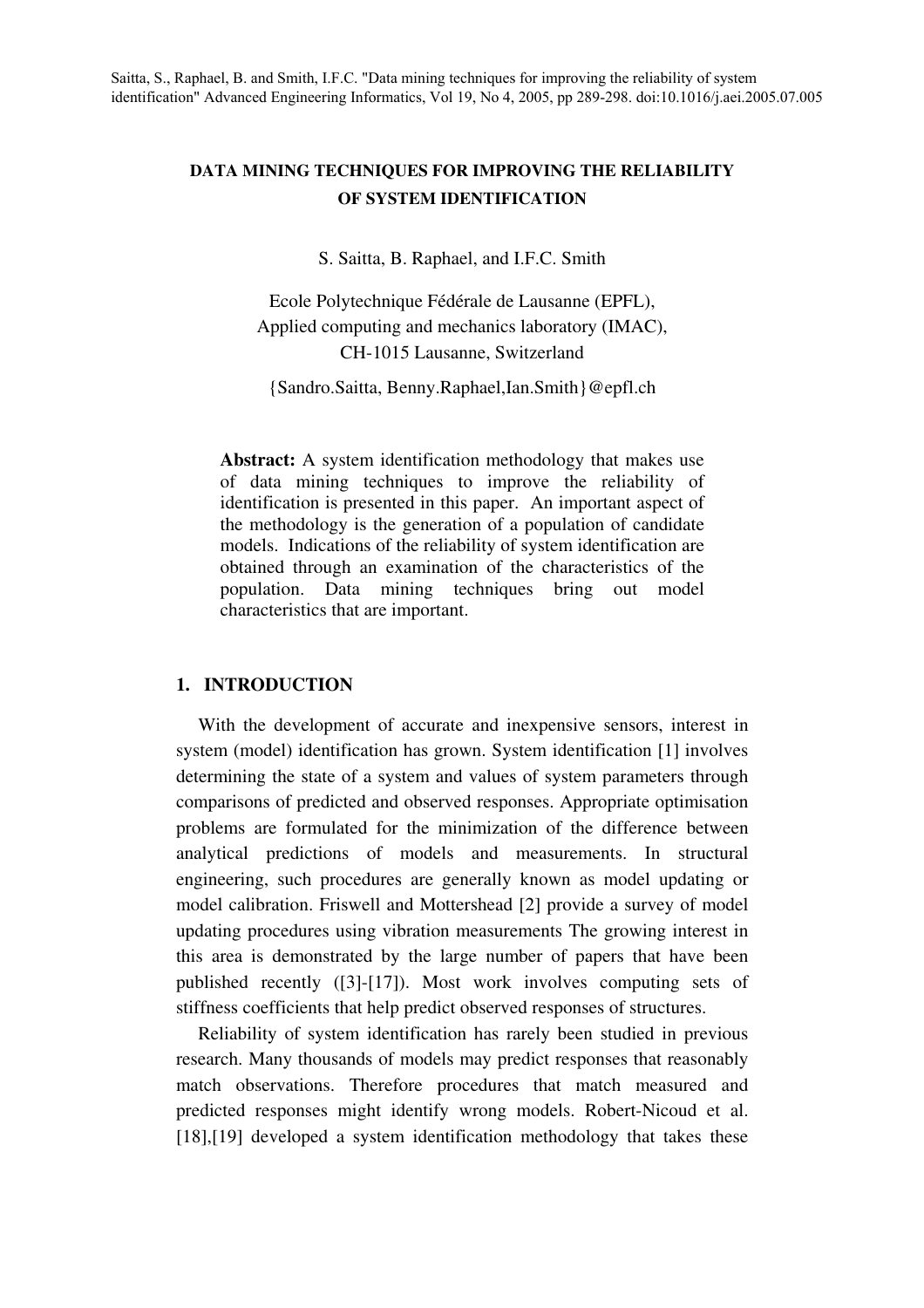Saitta, S., Raphael, B. and Smith, I.F.C. "Data mining techniques for improving the reliability of system identification" Advanced Engineering Informatics, Vol 19, No 4, 2005, pp 289-298. doi:10.1016/j.aei.2005.07.005

# DATA MINING TECHNIQUES FOR IMPROVING THE RELIABILITY OF SYSTEM IDENTIFICATION

S. Saitta, B. Raphael, and I.F.C. Smith

Ecole Polytechnique Fédérale de Lausanne (EPFL),
Applied computing and mechanics laboratory (IMAC),
CH-1015 Lausanne, Switzerland

{Sandro.Saitta, Benny.Raphael,Ian.Smith}@epfl.ch

**Abstract:** A system identification methodology that makes use of data mining techniques to improve the reliability of identification is presented in this paper. An important aspect of the methodology is the generation of a population of candidate models. Indications of the reliability of system identification are obtained through an examination of the characteristics of the population. Data mining techniques bring out model characteristics that are important.

## 1. INTRODUCTION

With the development of accurate and inexpensive sensors, interest in system (model) identification has grown. System identification [1] involves determining the state of a system and values of system parameters through comparisons of predicted and observed responses. Appropriate optimisation problems are formulated for the minimization of the difference between analytical predictions of models and measurements. In structural engineering, such procedures are generally known as model updating or model calibration. Friswell and Mottershead [2] provide a survey of model updating procedures using vibration measurements The growing interest in this area is demonstrated by the large number of papers that have been published recently ([3]-[17]). Most work involves computing sets of stiffness coefficients that help predict observed responses of structures.

Reliability of system identification has rarely been studied in previous research. Many thousands of models may predict responses that reasonably match observations. Therefore procedures that match measured and predicted responses might identify wrong models. Robert-Nicoud et al. [18],[19] developed a system identification methodology that takes these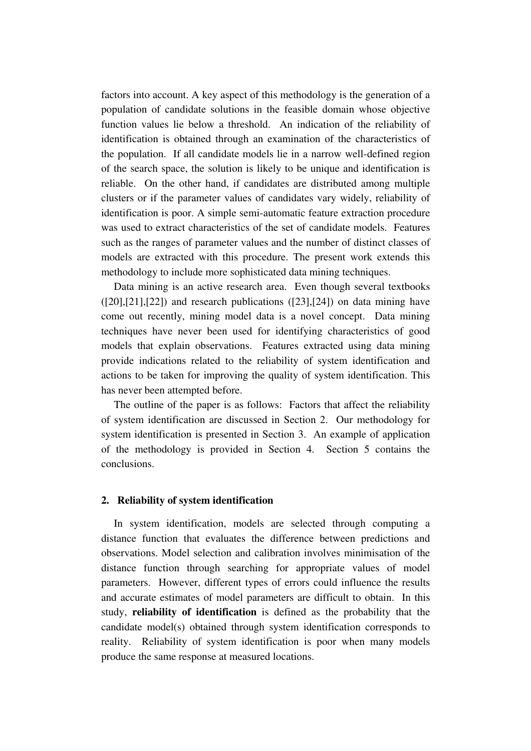factors into account. A key aspect of this methodology is the generation of a population of candidate solutions in the feasible domain whose objective function values lie below a threshold. An indication of the reliability of identification is obtained through an examination of the characteristics of the population. If all candidate models lie in a narrow well-defined region of the search space, the solution is likely to be unique and identification is reliable. On the other hand, if candidates are distributed among multiple clusters or if the parameter values of candidates vary widely, reliability of identification is poor. A simple semi-automatic feature extraction procedure was used to extract characteristics of the set of candidate models. Features such as the ranges of parameter values and the number of distinct classes of models are extracted with this procedure. The present work extends this methodology to include more sophisticated data mining techniques.

Data mining is an active research area. Even though several textbooks ([20],[21],[22]) and research publications ([23],[24]) on data mining have come out recently, mining model data is a novel concept. Data mining techniques have never been used for identifying characteristics of good models that explain observations. Features extracted using data mining provide indications related to the reliability of system identification and actions to be taken for improving the quality of system identification. This has never been attempted before.

The outline of the paper is as follows: Factors that affect the reliability of system identification are discussed in Section 2. Our methodology for system identification is presented in Section 3. An example of application of the methodology is provided in Section 4. Section 5 contains the conclusions.

## 2. Reliability of system identification

In system identification, models are selected through computing a distance function that evaluates the difference between predictions and observations. Model selection and calibration involves minimisation of the distance function through searching for appropriate values of model parameters. However, different types of errors could influence the results and accurate estimates of model parameters are difficult to obtain. In this study, **reliability of identification** is defined as the probability that the candidate model(s) obtained through system identification corresponds to reality. Reliability of system identification is poor when many models produce the same response at measured locations.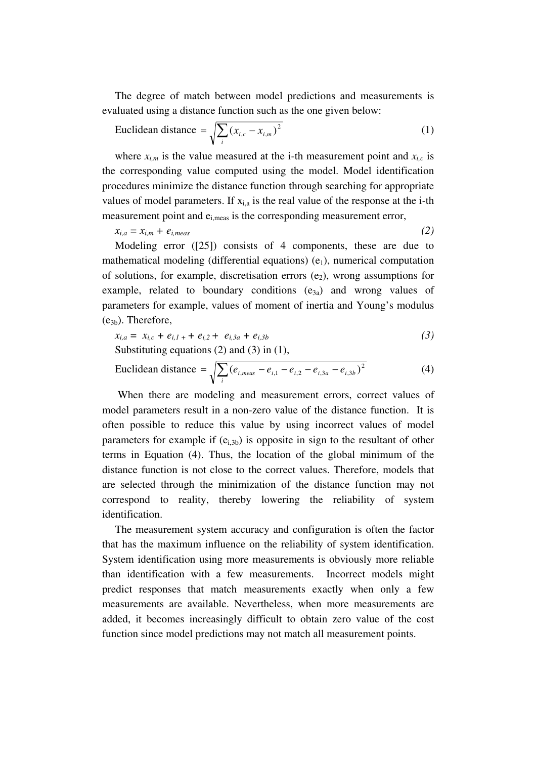The degree of match between model predictions and measurements is evaluated using a distance function such as the one given below:

$$\text{Euclidean distance} = \sqrt{\sum_i (x_{i,c} - x_{i,m})^2} \tag{1}$$

where $x_{i,m}$ is the value measured at the i-th measurement point and $x_{i,c}$ is the corresponding value computed using the model. Model identification procedures minimize the distance function through searching for appropriate values of model parameters. If $x_{i,a}$ is the real value of the response at the i-th measurement point and $e_{i,meas}$ is the corresponding measurement error,

$$x_{i,a} = x_{i,m} + e_{i,meas} \tag{2}$$

Modeling error ([25]) consists of 4 components, these are due to mathematical modeling (differential equations) ($e_1$), numerical computation of solutions, for example, discretisation errors ($e_2$), wrong assumptions for example, related to boundary conditions ($e_{3a}$) and wrong values of parameters for example, values of moment of inertia and Young's modulus ($e_{3b}$). Therefore,

$$x_{i,a} = x_{i,c} + e_{i,1} + e_{i,2} + e_{i,3a} + e_{i,3b} \tag{3}$$

Substituting equations (2) and (3) in (1),

$$\text{Euclidean distance} = \sqrt{\sum_i (e_{i,meas} - e_{i,1} - e_{i,2} - e_{i,3a} - e_{i,3b})^2} \tag{4}$$

When there are modeling and measurement errors, correct values of model parameters result in a non-zero value of the distance function. It is often possible to reduce this value by using incorrect values of model parameters for example if ($e_{i,3b}$) is opposite in sign to the resultant of other terms in Equation (4). Thus, the location of the global minimum of the distance function is not close to the correct values. Therefore, models that are selected through the minimization of the distance function may not correspond to reality, thereby lowering the reliability of system identification.

The measurement system accuracy and configuration is often the factor that has the maximum influence on the reliability of system identification. System identification using more measurements is obviously more reliable than identification with a few measurements. Incorrect models might predict responses that match measurements exactly when only a few measurements are available. Nevertheless, when more measurements are added, it becomes increasingly difficult to obtain zero value of the cost function since model predictions may not match all measurement points.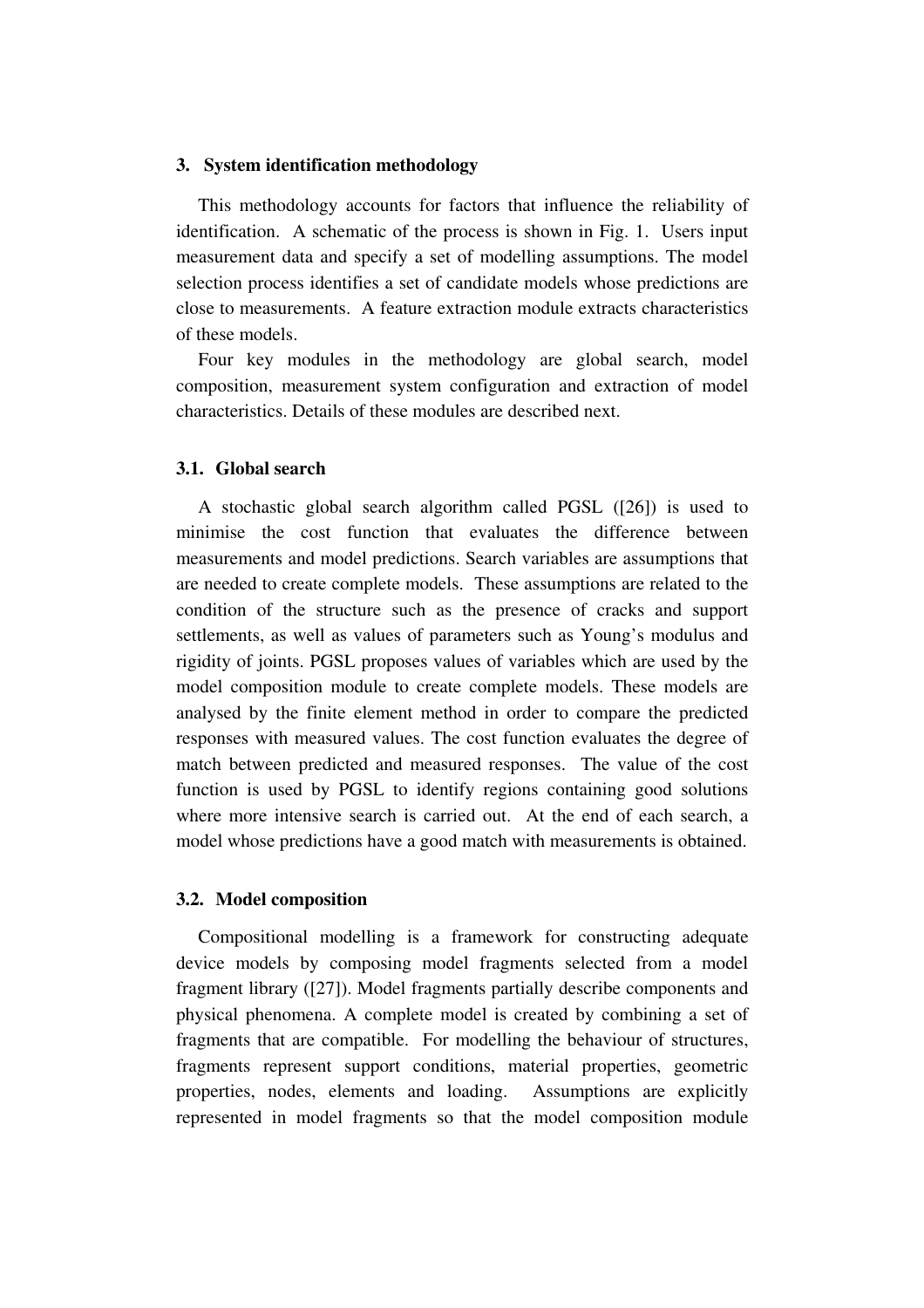## 3. System identification methodology

This methodology accounts for factors that influence the reliability of identification. A schematic of the process is shown in Fig. 1. Users input measurement data and specify a set of modelling assumptions. The model selection process identifies a set of candidate models whose predictions are close to measurements. A feature extraction module extracts characteristics of these models.

Four key modules in the methodology are global search, model composition, measurement system configuration and extraction of model characteristics. Details of these modules are described next.

### 3.1. Global search

A stochastic global search algorithm called PGSL ([26]) is used to minimise the cost function that evaluates the difference between measurements and model predictions. Search variables are assumptions that are needed to create complete models. These assumptions are related to the condition of the structure such as the presence of cracks and support settlements, as well as values of parameters such as Young's modulus and rigidity of joints. PGSL proposes values of variables which are used by the model composition module to create complete models. These models are analysed by the finite element method in order to compare the predicted responses with measured values. The cost function evaluates the degree of match between predicted and measured responses. The value of the cost function is used by PGSL to identify regions containing good solutions where more intensive search is carried out. At the end of each search, a model whose predictions have a good match with measurements is obtained.

### 3.2. Model composition

Compositional modelling is a framework for constructing adequate device models by composing model fragments selected from a model fragment library ([27]). Model fragments partially describe components and physical phenomena. A complete model is created by combining a set of fragments that are compatible. For modelling the behaviour of structures, fragments represent support conditions, material properties, geometric properties, nodes, elements and loading. Assumptions are explicitly represented in model fragments so that the model composition module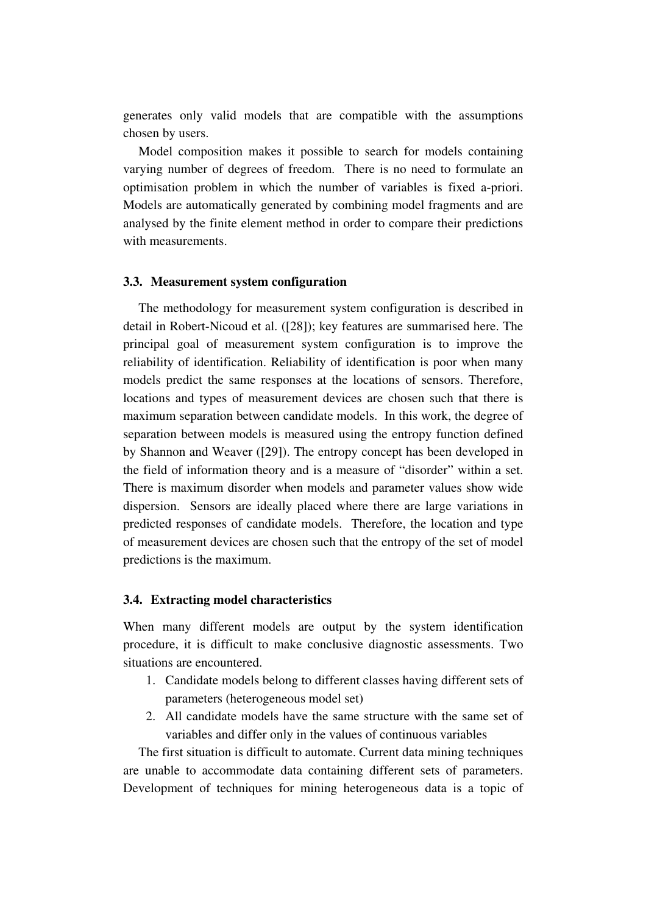generates only valid models that are compatible with the assumptions chosen by users.

Model composition makes it possible to search for models containing varying number of degrees of freedom. There is no need to formulate an optimisation problem in which the number of variables is fixed a-priori. Models are automatically generated by combining model fragments and are analysed by the finite element method in order to compare their predictions with measurements.

### 3.3. Measurement system configuration

The methodology for measurement system configuration is described in detail in Robert-Nicoud et al. ([28]); key features are summarised here. The principal goal of measurement system configuration is to improve the reliability of identification. Reliability of identification is poor when many models predict the same responses at the locations of sensors. Therefore, locations and types of measurement devices are chosen such that there is maximum separation between candidate models. In this work, the degree of separation between models is measured using the entropy function defined by Shannon and Weaver ([29]). The entropy concept has been developed in the field of information theory and is a measure of "disorder" within a set. There is maximum disorder when models and parameter values show wide dispersion. Sensors are ideally placed where there are large variations in predicted responses of candidate models. Therefore, the location and type of measurement devices are chosen such that the entropy of the set of model predictions is the maximum.

### 3.4. Extracting model characteristics

When many different models are output by the system identification procedure, it is difficult to make conclusive diagnostic assessments. Two situations are encountered.

1. Candidate models belong to different classes having different sets of parameters (heterogeneous model set)
2. All candidate models have the same structure with the same set of variables and differ only in the values of continuous variables

The first situation is difficult to automate. Current data mining techniques are unable to accommodate data containing different sets of parameters. Development of techniques for mining heterogeneous data is a topic of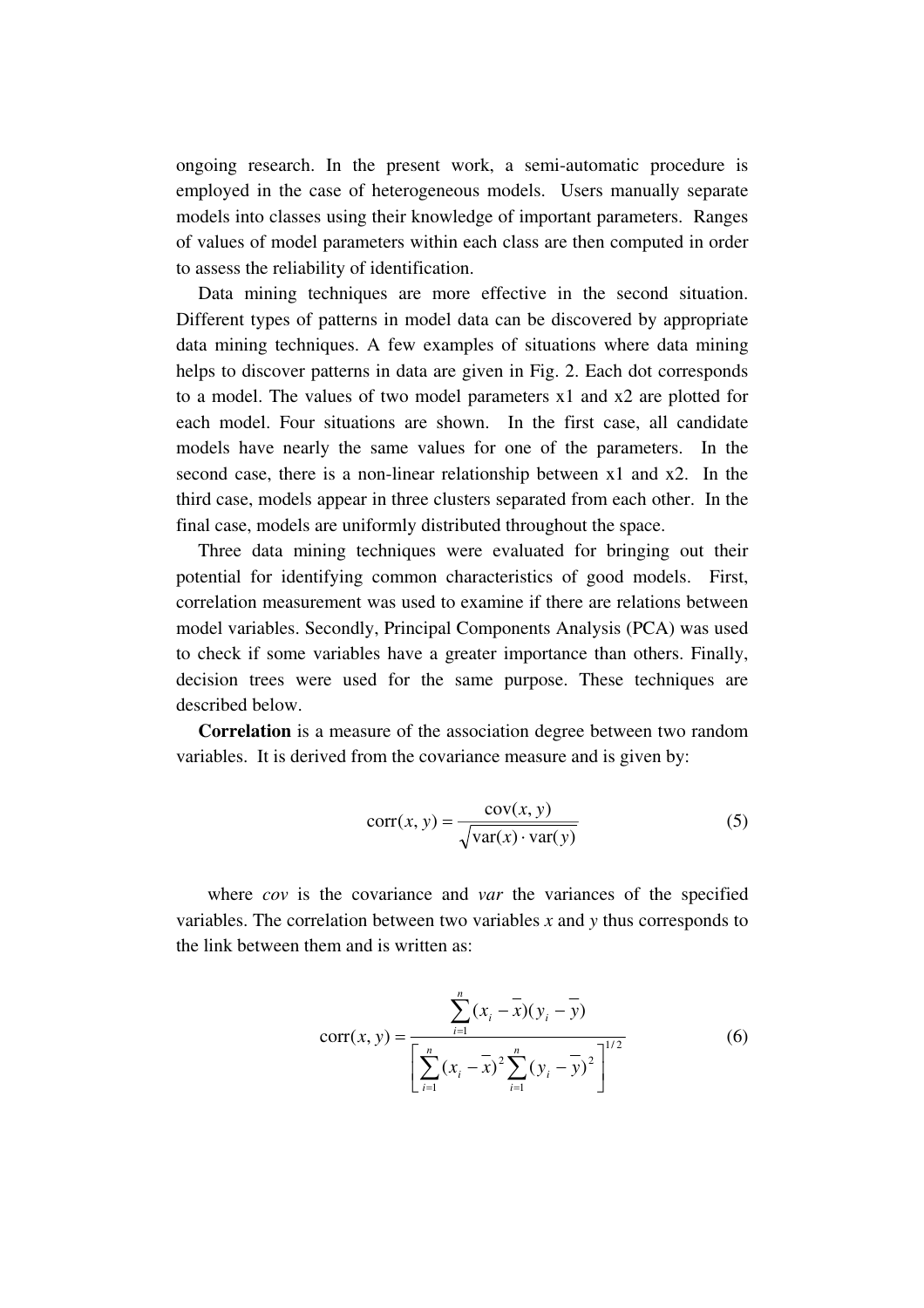ongoing research. In the present work, a semi-automatic procedure is employed in the case of heterogeneous models. Users manually separate models into classes using their knowledge of important parameters. Ranges of values of model parameters within each class are then computed in order to assess the reliability of identification.

Data mining techniques are more effective in the second situation. Different types of patterns in model data can be discovered by appropriate data mining techniques. A few examples of situations where data mining helps to discover patterns in data are given in Fig. 2. Each dot corresponds to a model. The values of two model parameters x1 and x2 are plotted for each model. Four situations are shown. In the first case, all candidate models have nearly the same values for one of the parameters. In the second case, there is a non-linear relationship between x1 and x2. In the third case, models appear in three clusters separated from each other. In the final case, models are uniformly distributed throughout the space.

Three data mining techniques were evaluated for bringing out their potential for identifying common characteristics of good models. First, correlation measurement was used to examine if there are relations between model variables. Secondly, Principal Components Analysis (PCA) was used to check if some variables have a greater importance than others. Finally, decision trees were used for the same purpose. These techniques are described below.

**Correlation** is a measure of the association degree between two random variables. It is derived from the covariance measure and is given by:

$$\mathrm{corr}(x, y) = \frac{\mathrm{cov}(x, y)}{\sqrt{\mathrm{var}(x) \cdot \mathrm{var}(y)}} \tag{5}$$

where *cov* is the covariance and *var* the variances of the specified variables. The correlation between two variables $x$ and $y$ thus corresponds to the link between them and is written as:

$$\mathrm{corr}(x, y) = \frac{\sum_{i=1}^{n} (x_i - \bar{x})(y_i - \bar{y})}{\left[ \sum_{i=1}^{n} (x_i - \bar{x})^2 \sum_{i=1}^{n} (y_i - \bar{y})^2 \right]^{1/2}} \tag{6}$$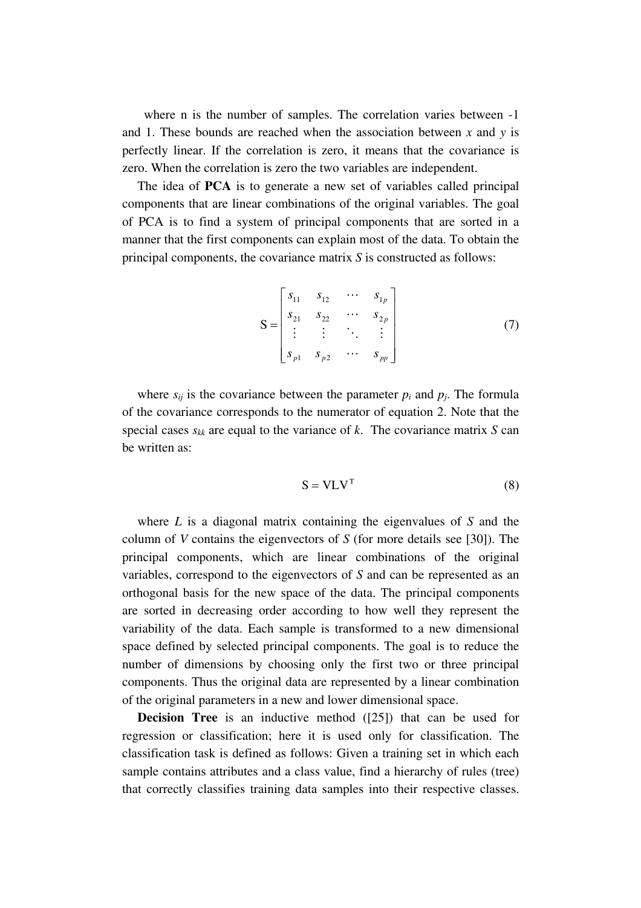where n is the number of samples. The correlation varies between -1 and 1. These bounds are reached when the association between $x$ and $y$ is perfectly linear. If the correlation is zero, it means that the covariance is zero. When the correlation is zero the two variables are independent.

The idea of **PCA** is to generate a new set of variables called principal components that are linear combinations of the original variables. The goal of PCA is to find a system of principal components that are sorted in a manner that the first components can explain most of the data. To obtain the principal components, the covariance matrix $S$ is constructed as follows:

$$\mathrm{S} = \begin{bmatrix} s_{11} & s_{12} & \cdots & s_{1p} \\ s_{21} & s_{22} & \cdots & s_{2p} \\ \vdots & \vdots & \ddots & \vdots \\ s_{p1} & s_{p2} & \cdots & s_{pp} \end{bmatrix} \tag{7}$$

where $s_{ij}$ is the covariance between the parameter $p_i$ and $p_j$. The formula of the covariance corresponds to the numerator of equation 2. Note that the special cases $s_{kk}$ are equal to the variance of $k$. The covariance matrix $S$ can be written as:

$$\mathrm{S} = \mathrm{VLV}^{\mathrm{T}} \tag{8}$$

where $L$ is a diagonal matrix containing the eigenvalues of $S$ and the column of $V$ contains the eigenvectors of $S$ (for more details see [30]). The principal components, which are linear combinations of the original variables, correspond to the eigenvectors of $S$ and can be represented as an orthogonal basis for the new space of the data. The principal components are sorted in decreasing order according to how well they represent the variability of the data. Each sample is transformed to a new dimensional space defined by selected principal components. The goal is to reduce the number of dimensions by choosing only the first two or three principal components. Thus the original data are represented by a linear combination of the original parameters in a new and lower dimensional space.

**Decision Tree** is an inductive method ([25]) that can be used for regression or classification; here it is used only for classification. The classification task is defined as follows: Given a training set in which each sample contains attributes and a class value, find a hierarchy of rules (tree) that correctly classifies training data samples into their respective classes.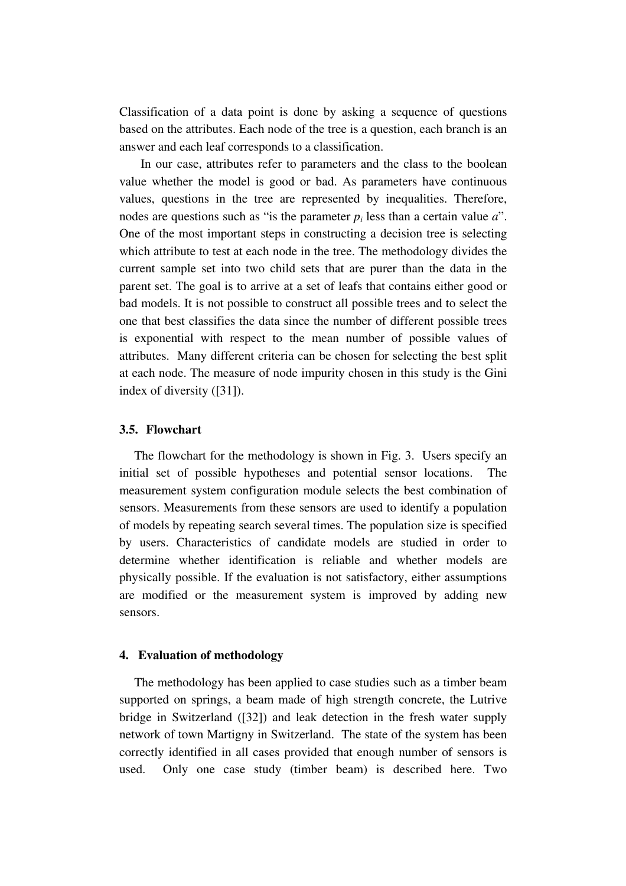Classification of a data point is done by asking a sequence of questions based on the attributes. Each node of the tree is a question, each branch is an answer and each leaf corresponds to a classification.

In our case, attributes refer to parameters and the class to the boolean value whether the model is good or bad. As parameters have continuous values, questions in the tree are represented by inequalities. Therefore, nodes are questions such as "is the parameter $p_i$ less than a certain value $a$". One of the most important steps in constructing a decision tree is selecting which attribute to test at each node in the tree. The methodology divides the current sample set into two child sets that are purer than the data in the parent set. The goal is to arrive at a set of leafs that contains either good or bad models. It is not possible to construct all possible trees and to select the one that best classifies the data since the number of different possible trees is exponential with respect to the mean number of possible values of attributes. Many different criteria can be chosen for selecting the best split at each node. The measure of node impurity chosen in this study is the Gini index of diversity ([31]).

### 3.5. Flowchart

The flowchart for the methodology is shown in Fig. 3. Users specify an initial set of possible hypotheses and potential sensor locations. The measurement system configuration module selects the best combination of sensors. Measurements from these sensors are used to identify a population of models by repeating search several times. The population size is specified by users. Characteristics of candidate models are studied in order to determine whether identification is reliable and whether models are physically possible. If the evaluation is not satisfactory, either assumptions are modified or the measurement system is improved by adding new sensors.

## 4. Evaluation of methodology

The methodology has been applied to case studies such as a timber beam supported on springs, a beam made of high strength concrete, the Lutrive bridge in Switzerland ([32]) and leak detection in the fresh water supply network of town Martigny in Switzerland. The state of the system has been correctly identified in all cases provided that enough number of sensors is used. Only one case study (timber beam) is described here. Two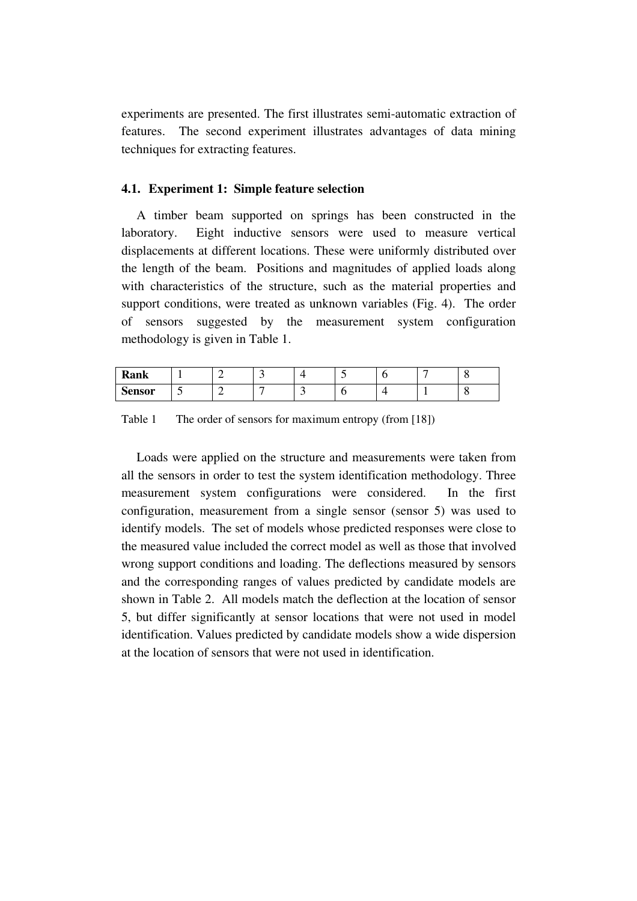experiments are presented. The first illustrates semi-automatic extraction of features. The second experiment illustrates advantages of data mining techniques for extracting features.

### 4.1. Experiment 1: Simple feature selection

A timber beam supported on springs has been constructed in the laboratory. Eight inductive sensors were used to measure vertical displacements at different locations. These were uniformly distributed over the length of the beam. Positions and magnitudes of applied loads along with characteristics of the structure, such as the material properties and support conditions, were treated as unknown variables (Fig. 4). The order of sensors suggested by the measurement system configuration methodology is given in Table 1.

| **Rank** | 1 | 2 | 3 | 4 | 5 | 6 | 7 | 8 |
|---|---|---|---|---|---|---|---|---|
| **Sensor** | 5 | 2 | 7 | 3 | 6 | 4 | 1 | 8 |

Table 1 The order of sensors for maximum entropy (from [18])

Loads were applied on the structure and measurements were taken from all the sensors in order to test the system identification methodology. Three measurement system configurations were considered. In the first configuration, measurement from a single sensor (sensor 5) was used to identify models. The set of models whose predicted responses were close to the measured value included the correct model as well as those that involved wrong support conditions and loading. The deflections measured by sensors and the corresponding ranges of values predicted by candidate models are shown in Table 2. All models match the deflection at the location of sensor 5, but differ significantly at sensor locations that were not used in model identification. Values predicted by candidate models show a wide dispersion at the location of sensors that were not used in identification.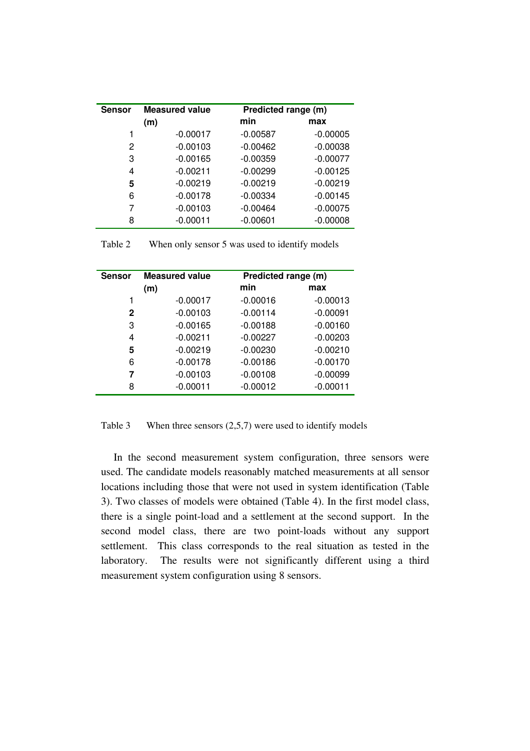| Sensor | Measured value (m) | Predicted range (m) | |
|---|---|---|---|
| | | min | max |
| 1 | -0.00017 | -0.00587 | -0.00005 |
| 2 | -0.00103 | -0.00462 | -0.00038 |
| 3 | -0.00165 | -0.00359 | -0.00077 |
| 4 | -0.00211 | -0.00299 | -0.00125 |
| **5** | -0.00219 | -0.00219 | -0.00219 |
| 6 | -0.00178 | -0.00334 | -0.00145 |
| 7 | -0.00103 | -0.00464 | -0.00075 |
| 8 | -0.00011 | -0.00601 | -0.00008 |

Table 2 When only sensor 5 was used to identify models

| Sensor | Measured value (m) | Predicted range (m) | |
|---|---|---|---|
| | | min | max |
| 1 | -0.00017 | -0.00016 | -0.00013 |
| **2** | -0.00103 | -0.00114 | -0.00091 |
| 3 | -0.00165 | -0.00188 | -0.00160 |
| 4 | -0.00211 | -0.00227 | -0.00203 |
| **5** | -0.00219 | -0.00230 | -0.00210 |
| 6 | -0.00178 | -0.00186 | -0.00170 |
| **7** | -0.00103 | -0.00108 | -0.00099 |
| 8 | -0.00011 | -0.00012 | -0.00011 |

Table 3 When three sensors (2,5,7) were used to identify models

In the second measurement system configuration, three sensors were used. The candidate models reasonably matched measurements at all sensor locations including those that were not used in system identification (Table 3). Two classes of models were obtained (Table 4). In the first model class, there is a single point-load and a settlement at the second support. In the second model class, there are two point-loads without any support settlement. This class corresponds to the real situation as tested in the laboratory. The results were not significantly different using a third measurement system configuration using 8 sensors.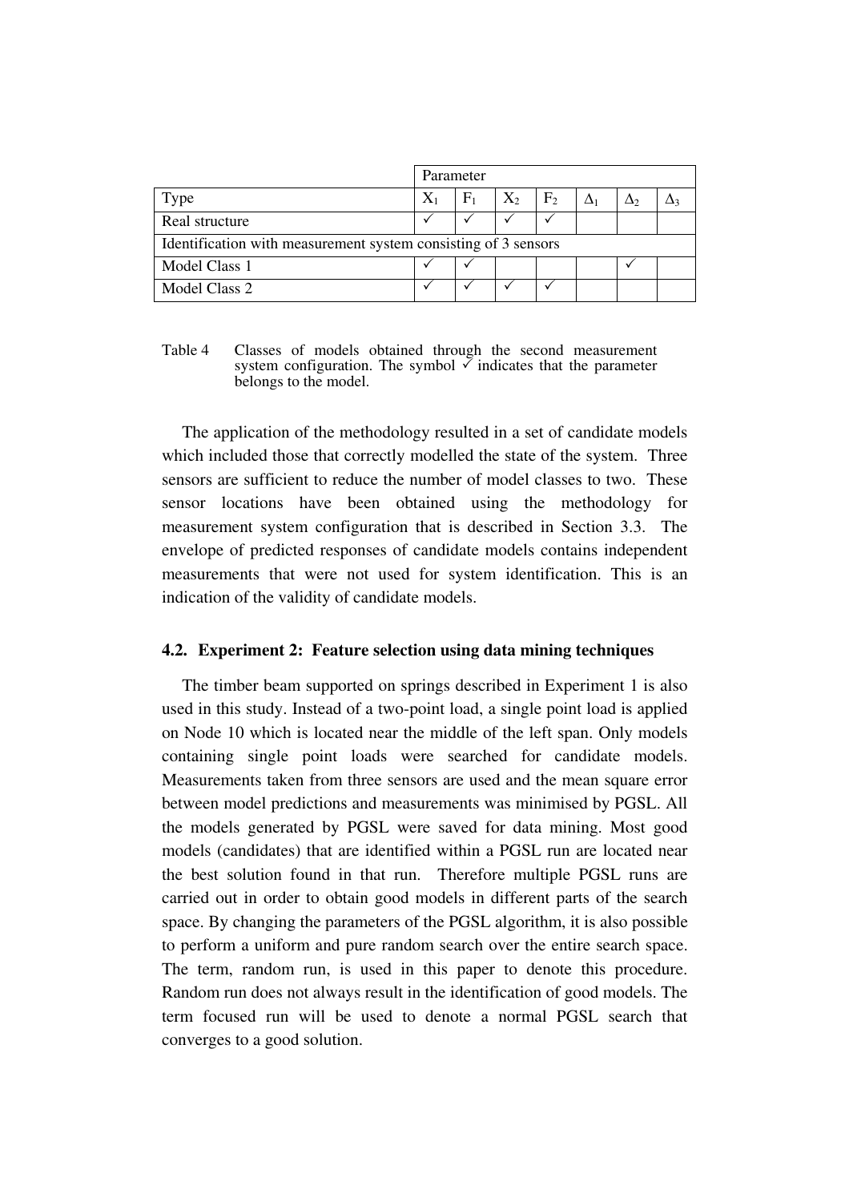| | Parameter | | | | | | |
|---|---|---|---|---|---|---|---|
| Type | $X_1$ | $F_1$ | $X_2$ | $F_2$ | $\Delta_1$ | $\Delta_2$ | $\Delta_3$ |
| Real structure | ✓ | ✓ | ✓ | ✓ | | | |
| Identification with measurement system consisting of 3 sensors | | | | | | | |
| Model Class 1 | ✓ | ✓ | | | | ✓ | |
| Model Class 2 | ✓ | ✓ | ✓ | ✓ | | | |

Table 4 Classes of models obtained through the second measurement system configuration. The symbol ✓ indicates that the parameter belongs to the model.

The application of the methodology resulted in a set of candidate models which included those that correctly modelled the state of the system. Three sensors are sufficient to reduce the number of model classes to two. These sensor locations have been obtained using the methodology for measurement system configuration that is described in Section 3.3. The envelope of predicted responses of candidate models contains independent measurements that were not used for system identification. This is an indication of the validity of candidate models.

### 4.2. Experiment 2: Feature selection using data mining techniques

The timber beam supported on springs described in Experiment 1 is also used in this study. Instead of a two-point load, a single point load is applied on Node 10 which is located near the middle of the left span. Only models containing single point loads were searched for candidate models. Measurements taken from three sensors are used and the mean square error between model predictions and measurements was minimised by PGSL. All the models generated by PGSL were saved for data mining. Most good models (candidates) that are identified within a PGSL run are located near the best solution found in that run. Therefore multiple PGSL runs are carried out in order to obtain good models in different parts of the search space. By changing the parameters of the PGSL algorithm, it is also possible to perform a uniform and pure random search over the entire search space. The term, random run, is used in this paper to denote this procedure. Random run does not always result in the identification of good models. The term focused run will be used to denote a normal PGSL search that converges to a good solution.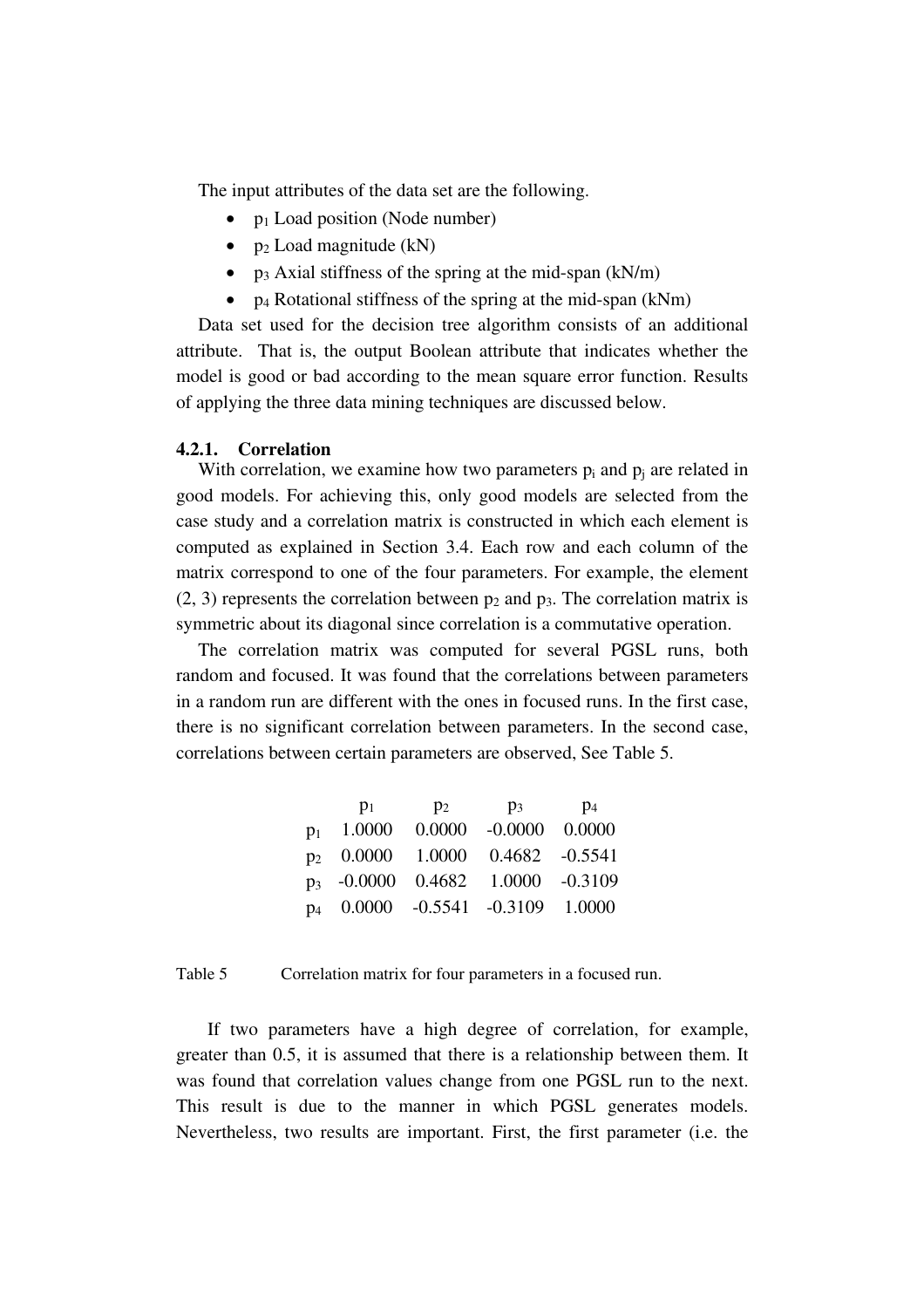The input attributes of the data set are the following.

- $p_1$ Load position (Node number)
- $p_2$ Load magnitude (kN)
- $p_3$ Axial stiffness of the spring at the mid-span (kN/m)
- $p_4$ Rotational stiffness of the spring at the mid-span (kNm)

Data set used for the decision tree algorithm consists of an additional attribute. That is, the output Boolean attribute that indicates whether the model is good or bad according to the mean square error function. Results of applying the three data mining techniques are discussed below.

### 4.2.1. Correlation

With correlation, we examine how two parameters $p_i$ and $p_j$ are related in good models. For achieving this, only good models are selected from the case study and a correlation matrix is constructed in which each element is computed as explained in Section 3.4. Each row and each column of the matrix correspond to one of the four parameters. For example, the element (2, 3) represents the correlation between $p_2$ and $p_3$. The correlation matrix is symmetric about its diagonal since correlation is a commutative operation.

The correlation matrix was computed for several PGSL runs, both random and focused. It was found that the correlations between parameters in a random run are different with the ones in focused runs. In the first case, there is no significant correlation between parameters. In the second case, correlations between certain parameters are observed, See Table 5.

| | $p_1$ | $p_2$ | $p_3$ | $p_4$ |
|---|---|---|---|---|
| $p_1$ | 1.0000 | 0.0000 | -0.0000 | 0.0000 |
| $p_2$ | 0.0000 | 1.0000 | 0.4682 | -0.5541 |
| $p_3$ | -0.0000 | 0.4682 | 1.0000 | -0.3109 |
| $p_4$ | 0.0000 | -0.5541 | -0.3109 | 1.0000 |

Table 5 Correlation matrix for four parameters in a focused run.

If two parameters have a high degree of correlation, for example, greater than 0.5, it is assumed that there is a relationship between them. It was found that correlation values change from one PGSL run to the next. This result is due to the manner in which PGSL generates models. Nevertheless, two results are important. First, the first parameter (i.e. the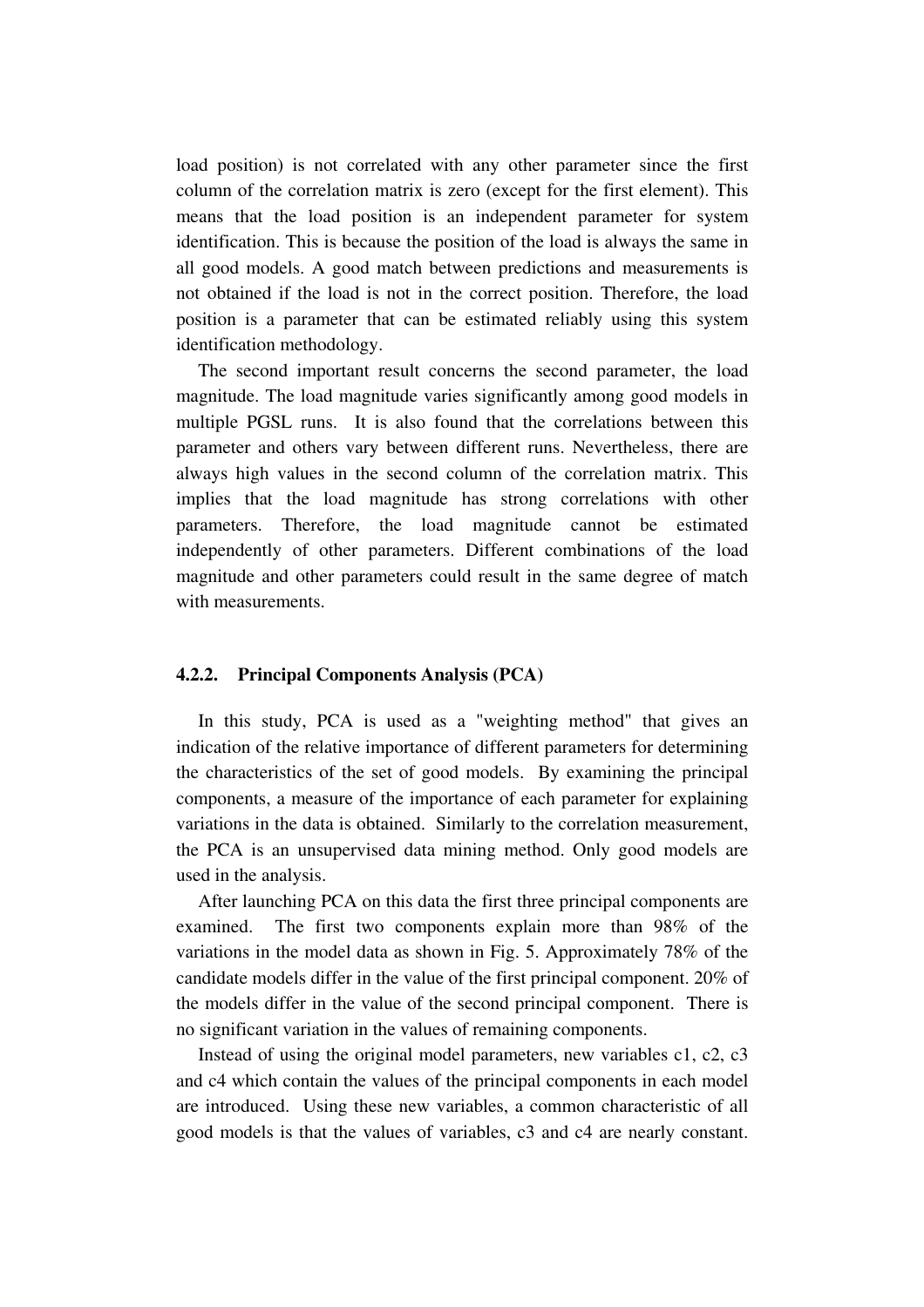load position) is not correlated with any other parameter since the first column of the correlation matrix is zero (except for the first element). This means that the load position is an independent parameter for system identification. This is because the position of the load is always the same in all good models. A good match between predictions and measurements is not obtained if the load is not in the correct position. Therefore, the load position is a parameter that can be estimated reliably using this system identification methodology.

The second important result concerns the second parameter, the load magnitude. The load magnitude varies significantly among good models in multiple PGSL runs. It is also found that the correlations between this parameter and others vary between different runs. Nevertheless, there are always high values in the second column of the correlation matrix. This implies that the load magnitude has strong correlations with other parameters. Therefore, the load magnitude cannot be estimated independently of other parameters. Different combinations of the load magnitude and other parameters could result in the same degree of match with measurements.

### 4.2.2. Principal Components Analysis (PCA)

In this study, PCA is used as a "weighting method" that gives an indication of the relative importance of different parameters for determining the characteristics of the set of good models. By examining the principal components, a measure of the importance of each parameter for explaining variations in the data is obtained. Similarly to the correlation measurement, the PCA is an unsupervised data mining method. Only good models are used in the analysis.

After launching PCA on this data the first three principal components are examined. The first two components explain more than 98% of the variations in the model data as shown in Fig. 5. Approximately 78% of the candidate models differ in the value of the first principal component. 20% of the models differ in the value of the second principal component. There is no significant variation in the values of remaining components.

Instead of using the original model parameters, new variables c1, c2, c3 and c4 which contain the values of the principal components in each model are introduced. Using these new variables, a common characteristic of all good models is that the values of variables, c3 and c4 are nearly constant.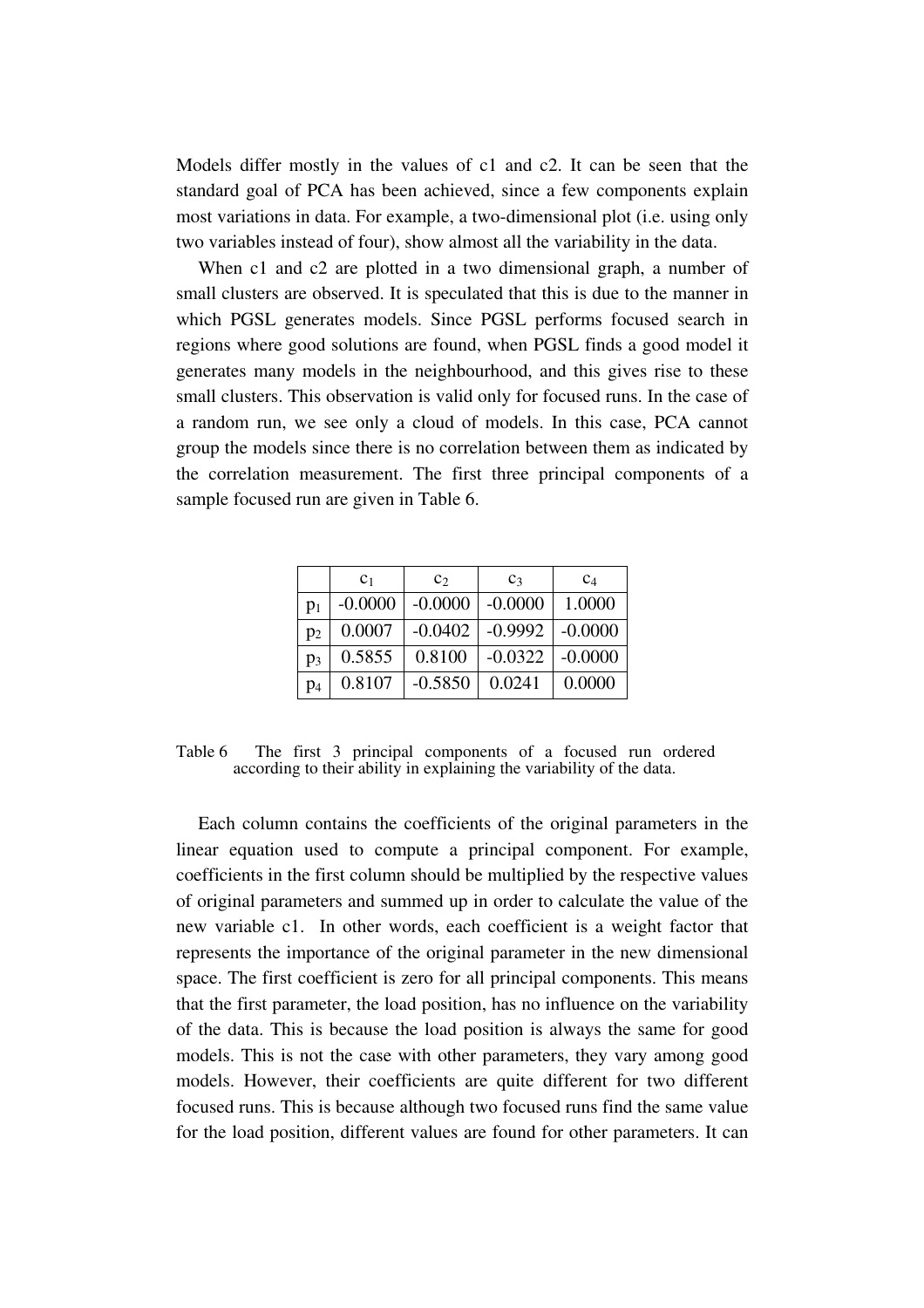Models differ mostly in the values of c1 and c2. It can be seen that the standard goal of PCA has been achieved, since a few components explain most variations in data. For example, a two-dimensional plot (i.e. using only two variables instead of four), show almost all the variability in the data.

When c1 and c2 are plotted in a two dimensional graph, a number of small clusters are observed. It is speculated that this is due to the manner in which PGSL generates models. Since PGSL performs focused search in regions where good solutions are found, when PGSL finds a good model it generates many models in the neighbourhood, and this gives rise to these small clusters. This observation is valid only for focused runs. In the case of a random run, we see only a cloud of models. In this case, PCA cannot group the models since there is no correlation between them as indicated by the correlation measurement. The first three principal components of a sample focused run are given in Table 6.

| | $c_1$ | $c_2$ | $c_3$ | $c_4$ |
|---|---|---|---|---|
| $p_1$ | -0.0000 | -0.0000 | -0.0000 | 1.0000 |
| $p_2$ | 0.0007 | -0.0402 | -0.9992 | -0.0000 |
| $p_3$ | 0.5855 | 0.8100 | -0.0322 | -0.0000 |
| $p_4$ | 0.8107 | -0.5850 | 0.0241 | 0.0000 |

Table 6 The first 3 principal components of a focused run ordered according to their ability in explaining the variability of the data.

Each column contains the coefficients of the original parameters in the linear equation used to compute a principal component. For example, coefficients in the first column should be multiplied by the respective values of original parameters and summed up in order to calculate the value of the new variable c1. In other words, each coefficient is a weight factor that represents the importance of the original parameter in the new dimensional space. The first coefficient is zero for all principal components. This means that the first parameter, the load position, has no influence on the variability of the data. This is because the load position is always the same for good models. This is not the case with other parameters, they vary among good models. However, their coefficients are quite different for two different focused runs. This is because although two focused runs find the same value for the load position, different values are found for other parameters. It can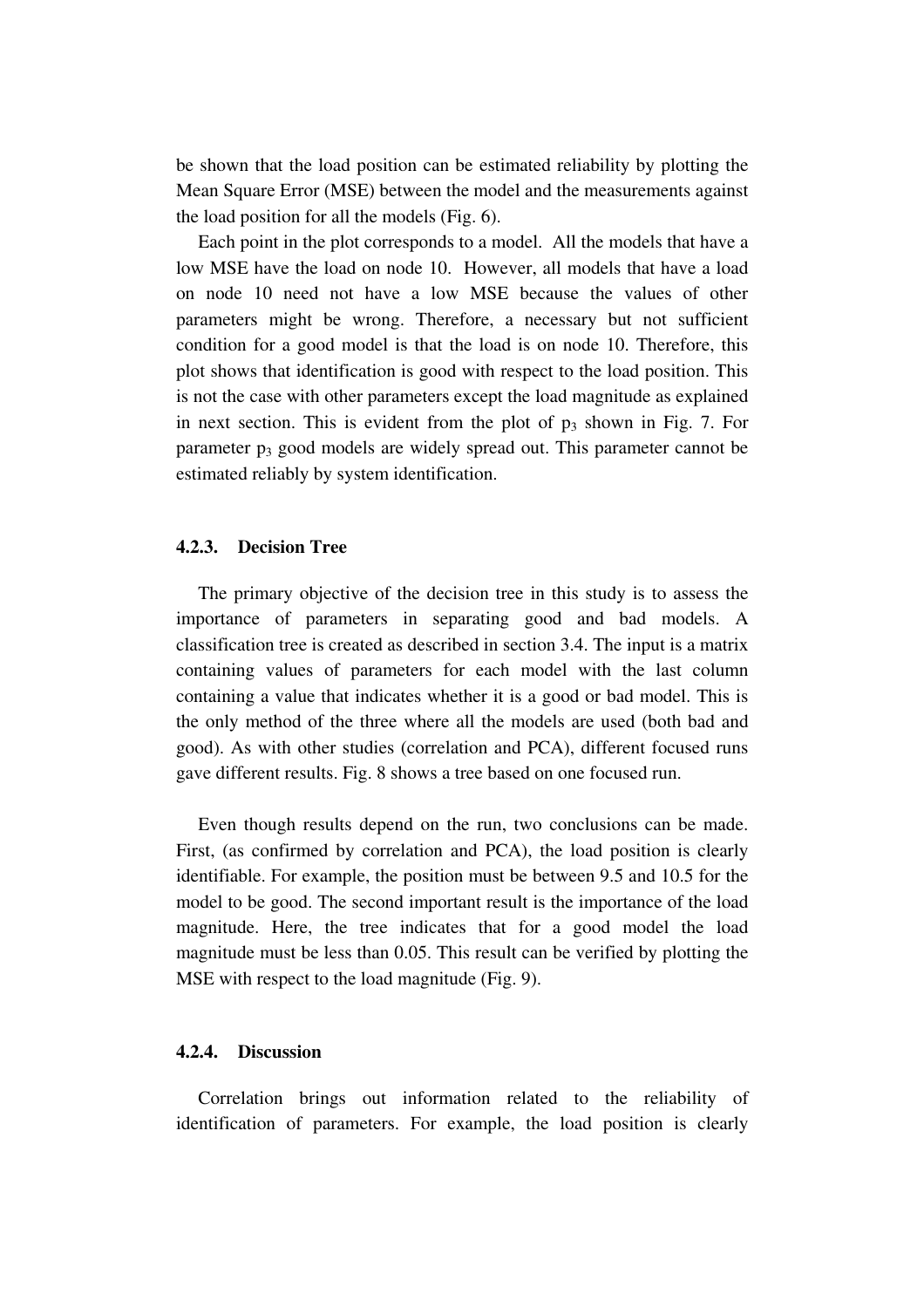be shown that the load position can be estimated reliability by plotting the Mean Square Error (MSE) between the model and the measurements against the load position for all the models (Fig. 6).

Each point in the plot corresponds to a model. All the models that have a low MSE have the load on node 10. However, all models that have a load on node 10 need not have a low MSE because the values of other parameters might be wrong. Therefore, a necessary but not sufficient condition for a good model is that the load is on node 10. Therefore, this plot shows that identification is good with respect to the load position. This is not the case with other parameters except the load magnitude as explained in next section. This is evident from the plot of $p_3$ shown in Fig. 7. For parameter $p_3$ good models are widely spread out. This parameter cannot be estimated reliably by system identification.

#### 4.2.3. Decision Tree

The primary objective of the decision tree in this study is to assess the importance of parameters in separating good and bad models. A classification tree is created as described in section 3.4. The input is a matrix containing values of parameters for each model with the last column containing a value that indicates whether it is a good or bad model. This is the only method of the three where all the models are used (both bad and good). As with other studies (correlation and PCA), different focused runs gave different results. Fig. 8 shows a tree based on one focused run.

Even though results depend on the run, two conclusions can be made. First, (as confirmed by correlation and PCA), the load position is clearly identifiable. For example, the position must be between 9.5 and 10.5 for the model to be good. The second important result is the importance of the load magnitude. Here, the tree indicates that for a good model the load magnitude must be less than 0.05. This result can be verified by plotting the MSE with respect to the load magnitude (Fig. 9).

#### 4.2.4. Discussion

Correlation brings out information related to the reliability of identification of parameters. For example, the load position is clearly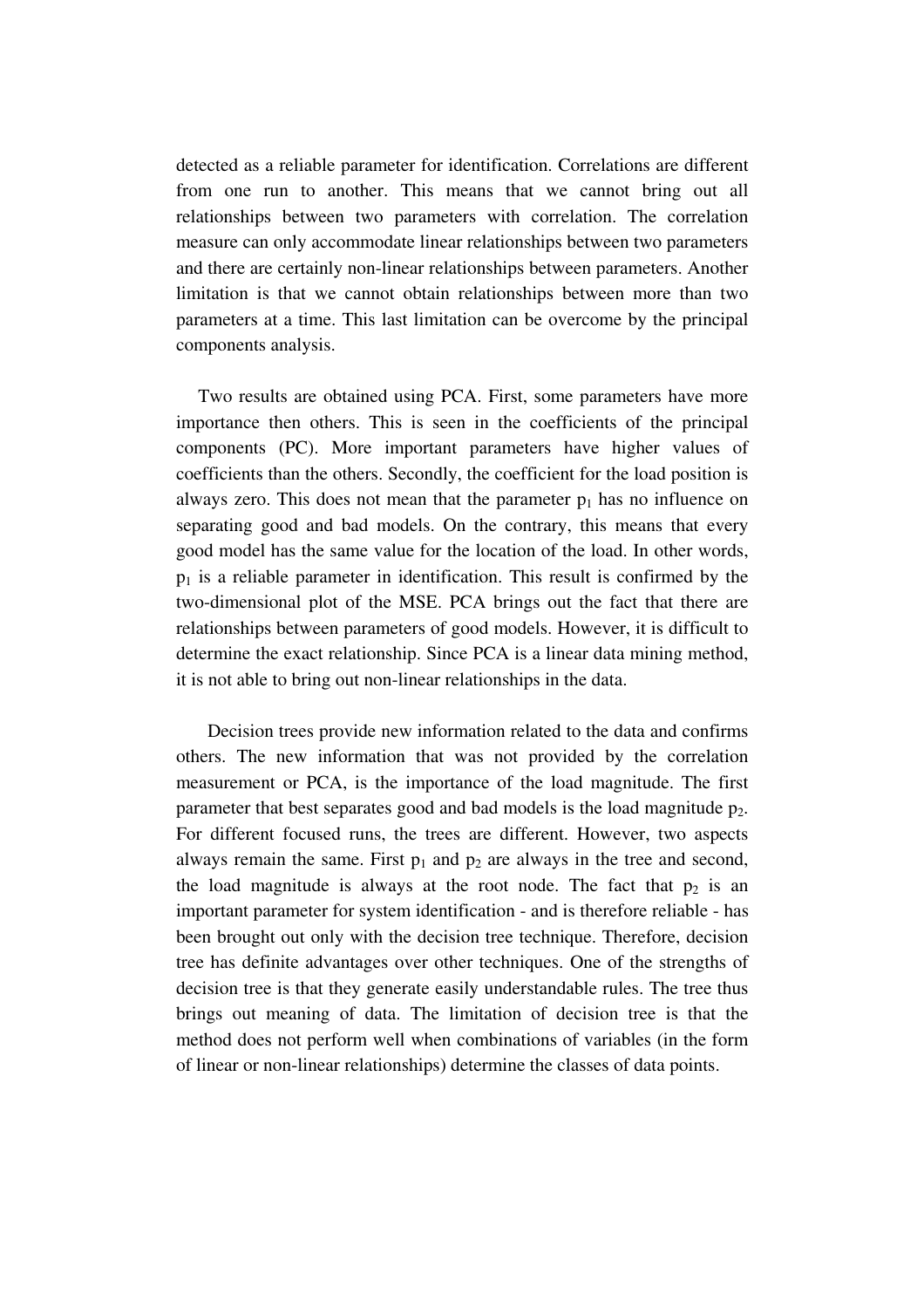detected as a reliable parameter for identification. Correlations are different from one run to another. This means that we cannot bring out all relationships between two parameters with correlation. The correlation measure can only accommodate linear relationships between two parameters and there are certainly non-linear relationships between parameters. Another limitation is that we cannot obtain relationships between more than two parameters at a time. This last limitation can be overcome by the principal components analysis.

Two results are obtained using PCA. First, some parameters have more importance then others. This is seen in the coefficients of the principal components (PC). More important parameters have higher values of coefficients than the others. Secondly, the coefficient for the load position is always zero. This does not mean that the parameter $p_1$ has no influence on separating good and bad models. On the contrary, this means that every good model has the same value for the location of the load. In other words, $p_1$ is a reliable parameter in identification. This result is confirmed by the two-dimensional plot of the MSE. PCA brings out the fact that there are relationships between parameters of good models. However, it is difficult to determine the exact relationship. Since PCA is a linear data mining method, it is not able to bring out non-linear relationships in the data.

Decision trees provide new information related to the data and confirms others. The new information that was not provided by the correlation measurement or PCA, is the importance of the load magnitude. The first parameter that best separates good and bad models is the load magnitude $p_2$. For different focused runs, the trees are different. However, two aspects always remain the same. First $p_1$ and $p_2$ are always in the tree and second, the load magnitude is always at the root node. The fact that $p_2$ is an important parameter for system identification - and is therefore reliable - has been brought out only with the decision tree technique. Therefore, decision tree has definite advantages over other techniques. One of the strengths of decision tree is that they generate easily understandable rules. The tree thus brings out meaning of data. The limitation of decision tree is that the method does not perform well when combinations of variables (in the form of linear or non-linear relationships) determine the classes of data points.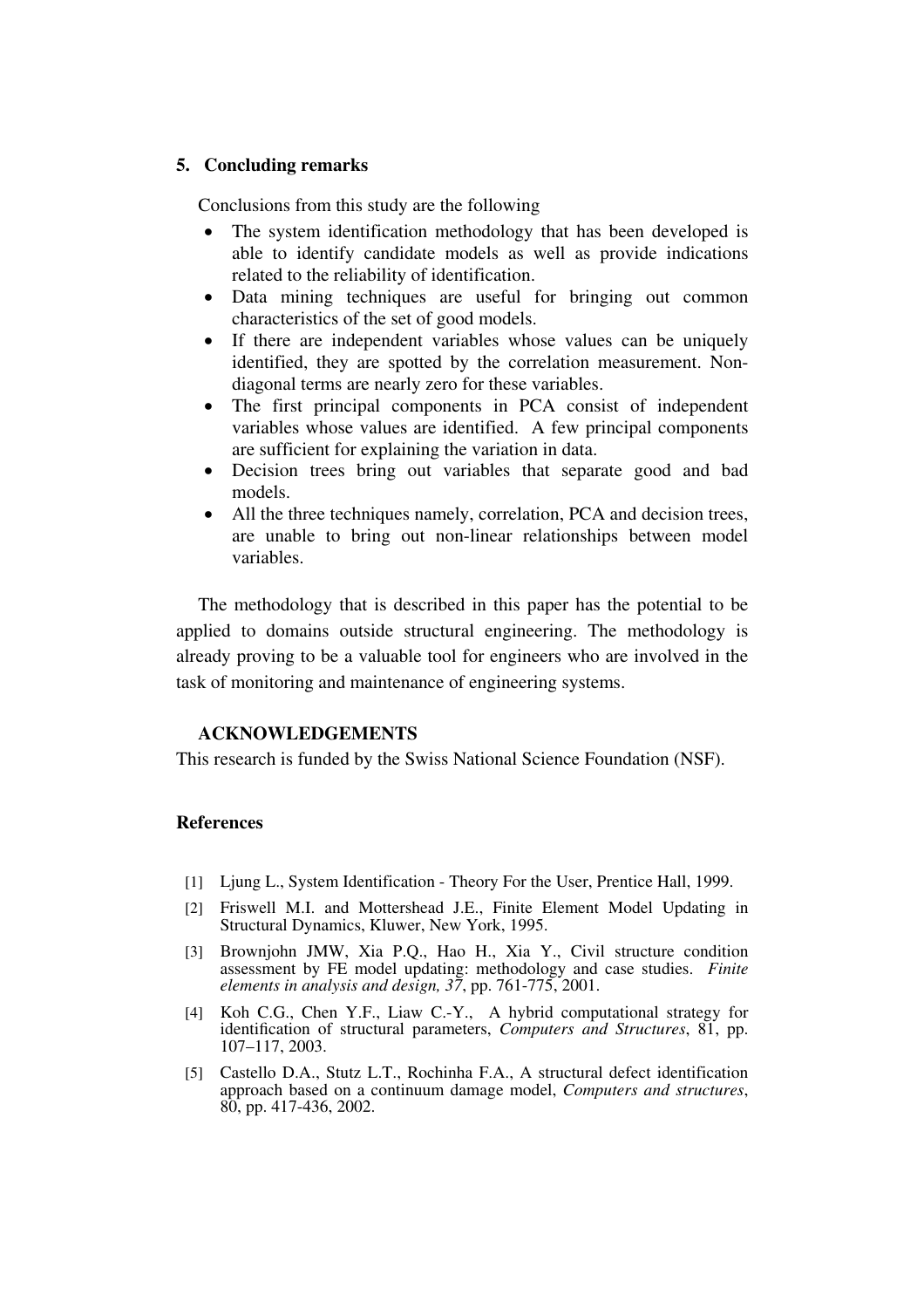## 5. Concluding remarks

Conclusions from this study are the following

- The system identification methodology that has been developed is able to identify candidate models as well as provide indications related to the reliability of identification.
- Data mining techniques are useful for bringing out common characteristics of the set of good models.
- If there are independent variables whose values can be uniquely identified, they are spotted by the correlation measurement. Non-diagonal terms are nearly zero for these variables.
- The first principal components in PCA consist of independent variables whose values are identified. A few principal components are sufficient for explaining the variation in data.
- Decision trees bring out variables that separate good and bad models.
- All the three techniques namely, correlation, PCA and decision trees, are unable to bring out non-linear relationships between model variables.

The methodology that is described in this paper has the potential to be applied to domains outside structural engineering. The methodology is already proving to be a valuable tool for engineers who are involved in the task of monitoring and maintenance of engineering systems.

### ACKNOWLEDGEMENTS

This research is funded by the Swiss National Science Foundation (NSF).

### References

[1] Ljung L., System Identification - Theory For the User, Prentice Hall, 1999.

[2] Friswell M.I. and Mottershead J.E., Finite Element Model Updating in Structural Dynamics, Kluwer, New York, 1995.

[3] Brownjohn JMW, Xia P.Q., Hao H., Xia Y., Civil structure condition assessment by FE model updating: methodology and case studies. *Finite elements in analysis and design, 37*, pp. 761-775, 2001.

[4] Koh C.G., Chen Y.F., Liaw C.-Y., A hybrid computational strategy for identification of structural parameters, *Computers and Structures*, 81, pp. 107–117, 2003.

[5] Castello D.A., Stutz L.T., Rochinha F.A., A structural defect identification approach based on a continuum damage model, *Computers and structures*, 80, pp. 417-436, 2002.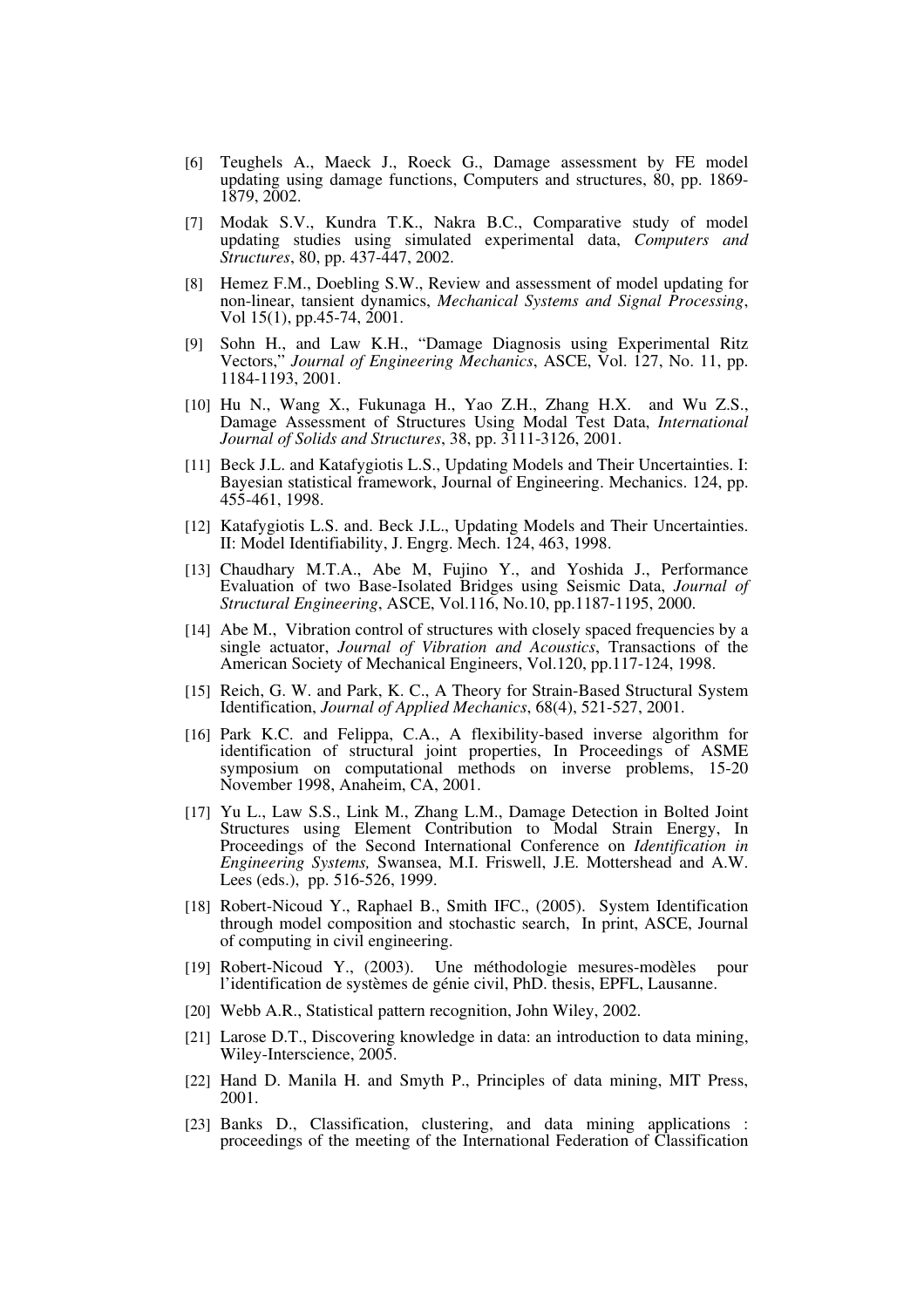[6] Teughels A., Maeck J., Roeck G., Damage assessment by FE model updating using damage functions, Computers and structures, 80, pp. 1869-1879, 2002.

[7] Modak S.V., Kundra T.K., Nakra B.C., Comparative study of model updating studies using simulated experimental data, *Computers and Structures*, 80, pp. 437-447, 2002.

[8] Hemez F.M., Doebling S.W., Review and assessment of model updating for non-linear, tansient dynamics, *Mechanical Systems and Signal Processing*, Vol 15(1), pp.45-74, 2001.

[9] Sohn H., and Law K.H., "Damage Diagnosis using Experimental Ritz Vectors," *Journal of Engineering Mechanics*, ASCE, Vol. 127, No. 11, pp. 1184-1193, 2001.

[10] Hu N., Wang X., Fukunaga H., Yao Z.H., Zhang H.X. and Wu Z.S., Damage Assessment of Structures Using Modal Test Data, *International Journal of Solids and Structures*, 38, pp. 3111-3126, 2001.

[11] Beck J.L. and Katafygiotis L.S., Updating Models and Their Uncertainties. I: Bayesian statistical framework, Journal of Engineering. Mechanics. 124, pp. 455-461, 1998.

[12] Katafygiotis L.S. and. Beck J.L., Updating Models and Their Uncertainties. II: Model Identifiability, J. Engrg. Mech. 124, 463, 1998.

[13] Chaudhary M.T.A., Abe M, Fujino Y., and Yoshida J., Performance Evaluation of two Base-Isolated Bridges using Seismic Data, *Journal of Structural Engineering*, ASCE, Vol.116, No.10, pp.1187-1195, 2000.

[14] Abe M., Vibration control of structures with closely spaced frequencies by a single actuator, *Journal of Vibration and Acoustics*, Transactions of the American Society of Mechanical Engineers, Vol.120, pp.117-124, 1998.

[15] Reich, G. W. and Park, K. C., A Theory for Strain-Based Structural System Identification, *Journal of Applied Mechanics*, 68(4), 521-527, 2001.

[16] Park K.C. and Felippa, C.A., A flexibility-based inverse algorithm for identification of structural joint properties, In Proceedings of ASME symposium on computational methods on inverse problems, 15-20 November 1998, Anaheim, CA, 2001.

[17] Yu L., Law S.S., Link M., Zhang L.M., Damage Detection in Bolted Joint Structures using Element Contribution to Modal Strain Energy, In Proceedings of the Second International Conference on *Identification in Engineering Systems,* Swansea, M.I. Friswell, J.E. Mottershead and A.W. Lees (eds.), pp. 516-526, 1999.

[18] Robert-Nicoud Y., Raphael B., Smith IFC., (2005). System Identification through model composition and stochastic search, In print, ASCE, Journal of computing in civil engineering.

[19] Robert-Nicoud Y., (2003). Une méthodologie mesures-modèles pour l'identification de systèmes de génie civil, PhD. thesis, EPFL, Lausanne.

[20] Webb A.R., Statistical pattern recognition, John Wiley, 2002.

[21] Larose D.T., Discovering knowledge in data: an introduction to data mining, Wiley-Interscience, 2005.

[22] Hand D. Manila H. and Smyth P., Principles of data mining, MIT Press, 2001.

[23] Banks D., Classification, clustering, and data mining applications : proceedings of the meeting of the International Federation of Classification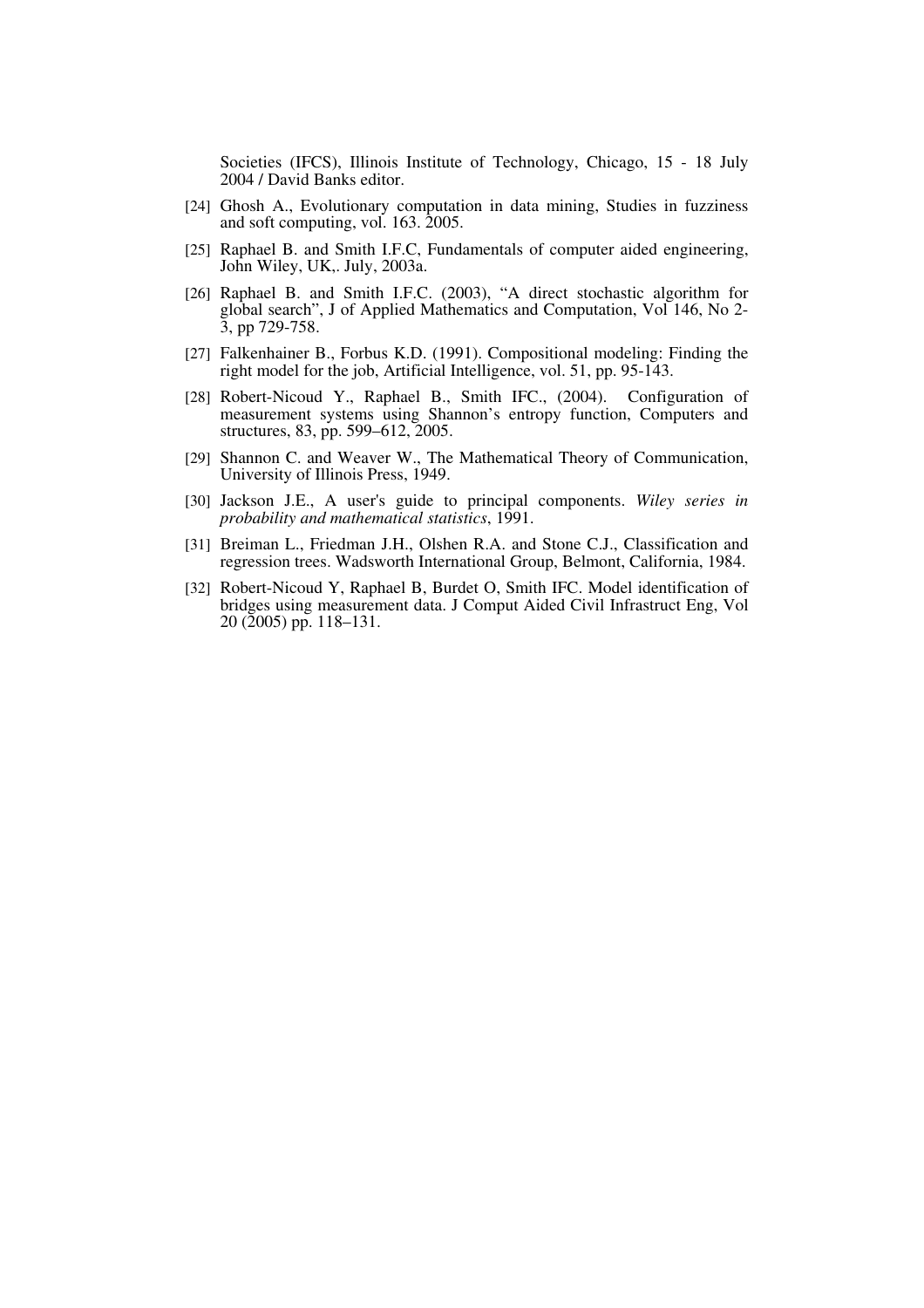Societies (IFCS), Illinois Institute of Technology, Chicago, 15 - 18 July 2004 / David Banks editor.

[24] Ghosh A., Evolutionary computation in data mining, Studies in fuzziness and soft computing, vol. 163. 2005.

[25] Raphael B. and Smith I.F.C, Fundamentals of computer aided engineering, John Wiley, UK,. July, 2003a.

[26] Raphael B. and Smith I.F.C. (2003), "A direct stochastic algorithm for global search", J of Applied Mathematics and Computation, Vol 146, No 2-3, pp 729-758.

[27] Falkenhainer B., Forbus K.D. (1991). Compositional modeling: Finding the right model for the job, Artificial Intelligence, vol. 51, pp. 95-143.

[28] Robert-Nicoud Y., Raphael B., Smith IFC., (2004). Configuration of measurement systems using Shannon's entropy function, Computers and structures, 83, pp. 599–612, 2005.

[29] Shannon C. and Weaver W., The Mathematical Theory of Communication, University of Illinois Press, 1949.

[30] Jackson J.E., A user's guide to principal components. *Wiley series in probability and mathematical statistics*, 1991.

[31] Breiman L., Friedman J.H., Olshen R.A. and Stone C.J., Classification and regression trees. Wadsworth International Group, Belmont, California, 1984.

[32] Robert-Nicoud Y, Raphael B, Burdet O, Smith IFC. Model identification of bridges using measurement data. J Comput Aided Civil Infrastruct Eng, Vol 20 (2005) pp. 118–131.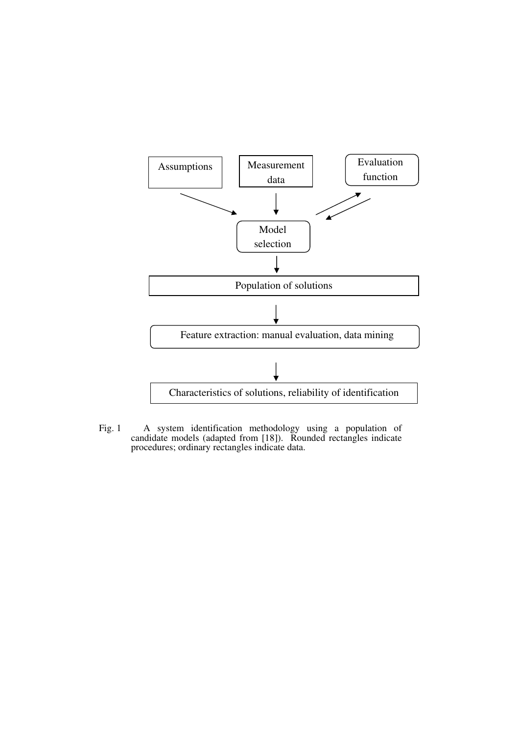Assumptions

Measurement data

Evaluation function

Model selection

Population of solutions

Feature extraction: manual evaluation, data mining

Characteristics of solutions, reliability of identification

Fig. 1 A system identification methodology using a population of candidate models (adapted from [18]). Rounded rectangles indicate procedures; ordinary rectangles indicate data.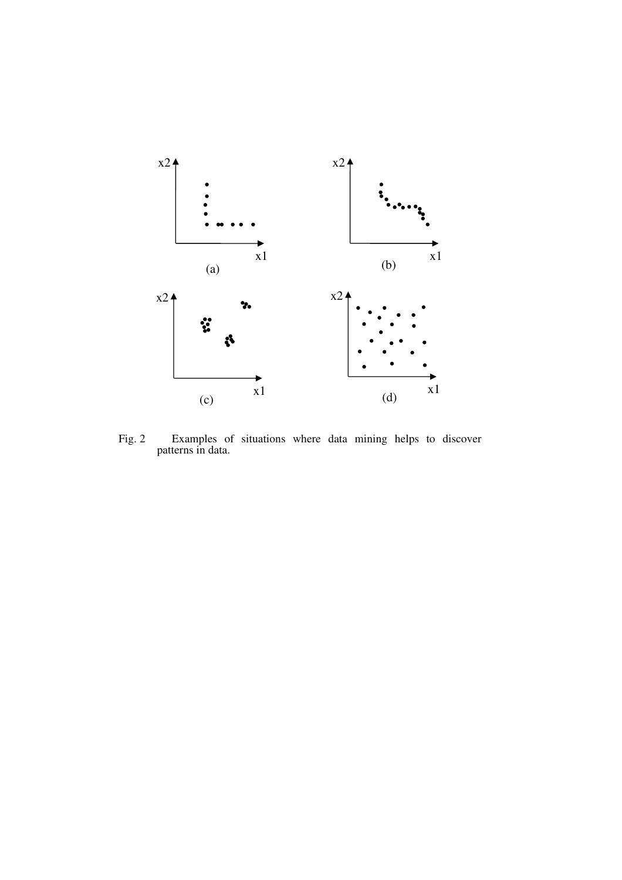Fig. 2 Examples of situations where data mining helps to discover patterns in data.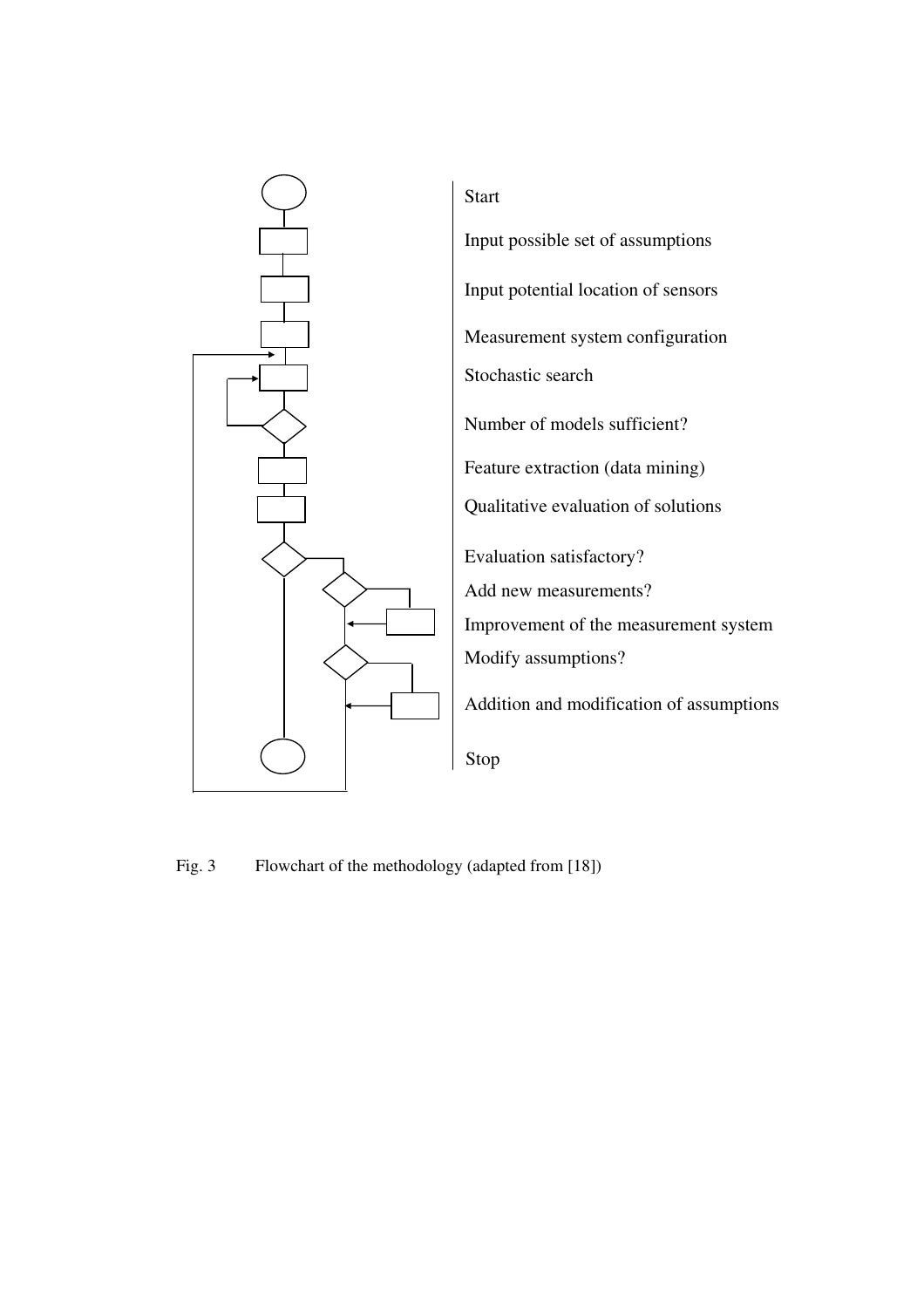Start

Input possible set of assumptions

Input potential location of sensors

Measurement system configuration

Stochastic search

Number of models sufficient?

Feature extraction (data mining)

Qualitative evaluation of solutions

Evaluation satisfactory?

Add new measurements?

Improvement of the measurement system

Modify assumptions?

Addition and modification of assumptions

Stop

Fig. 3 Flowchart of the methodology (adapted from [18])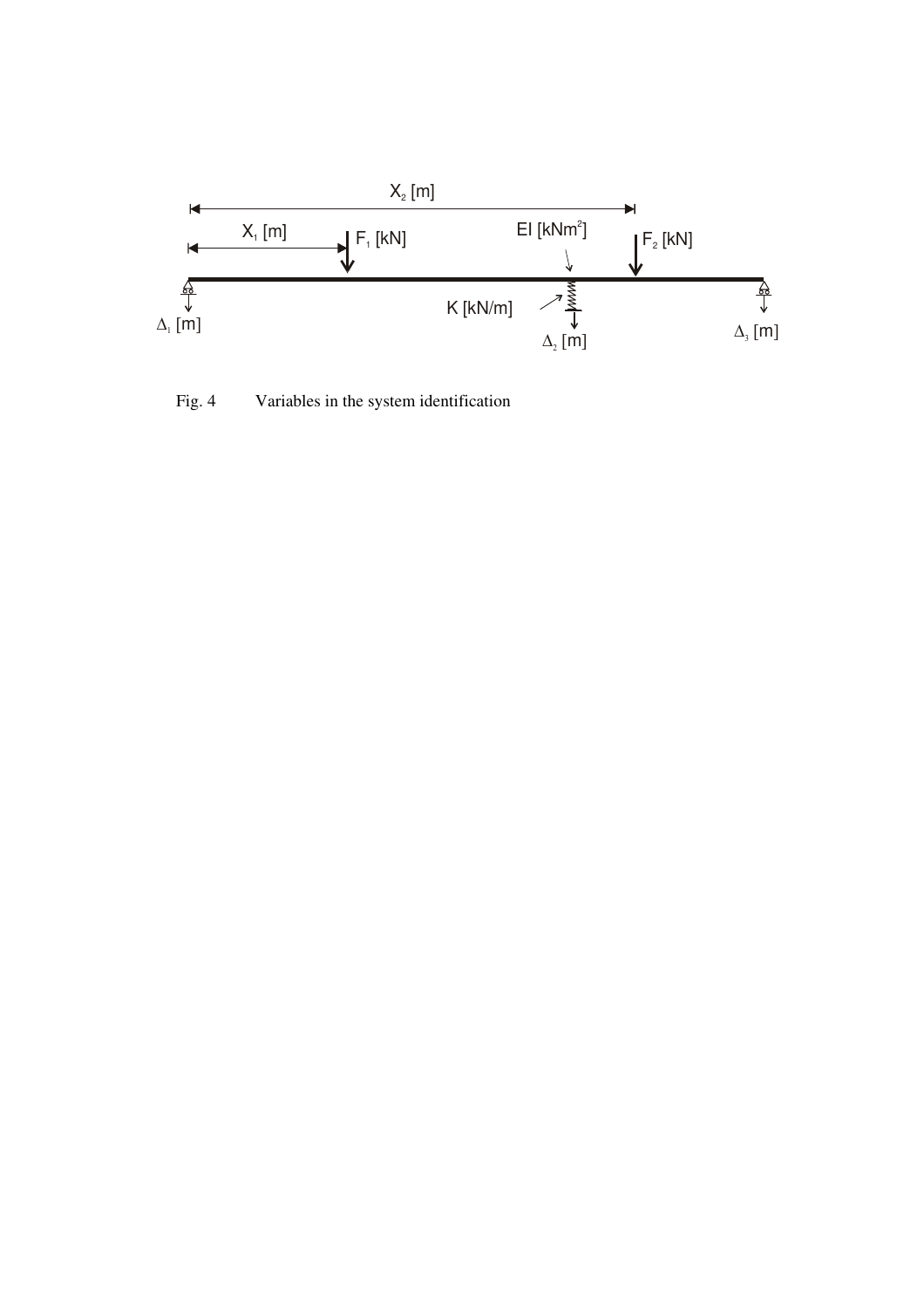$X_2$ [m]

$X_1$ [m]

$F_1$ [kN]

EI [kNm$^2$]

$F_2$ [kN]

K [kN/m]

$\Delta_1$ [m]

$\Delta_2$ [m]

$\Delta_3$ [m]

Fig. 4 Variables in the system identification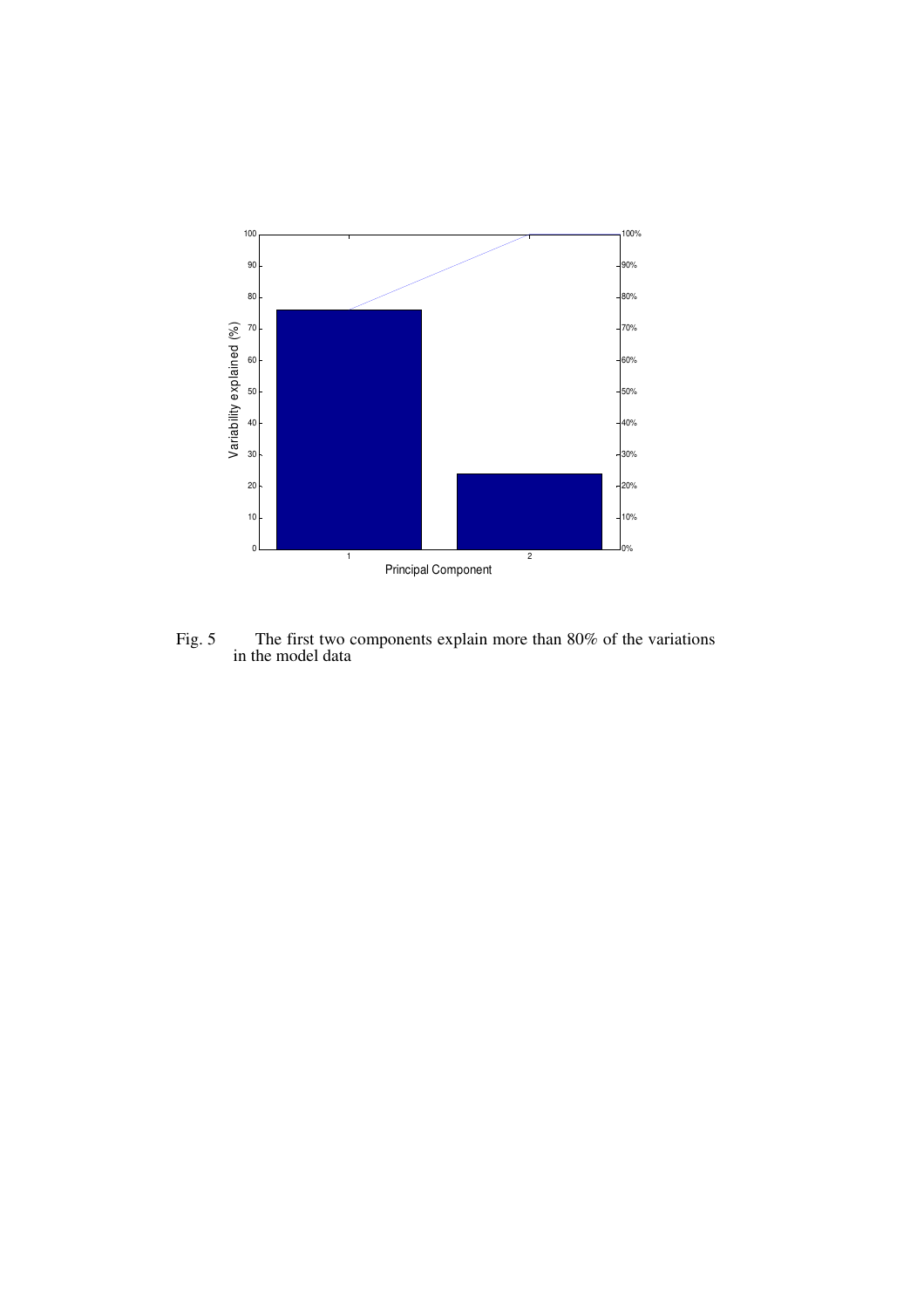Fig. 5 The first two components explain more than 80% of the variations in the model data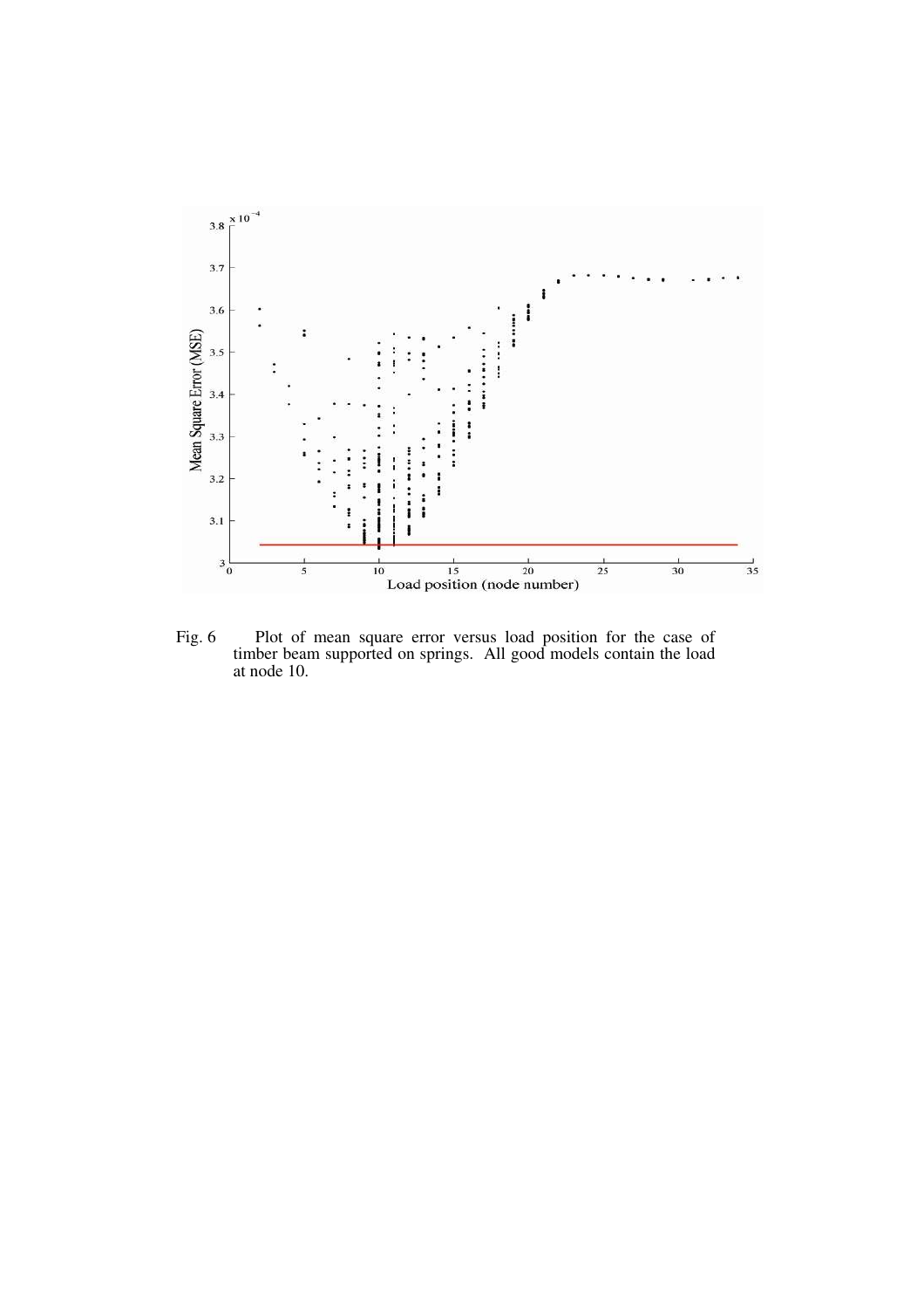Fig. 6 Plot of mean square error versus load position for the case of timber beam supported on springs. All good models contain the load at node 10.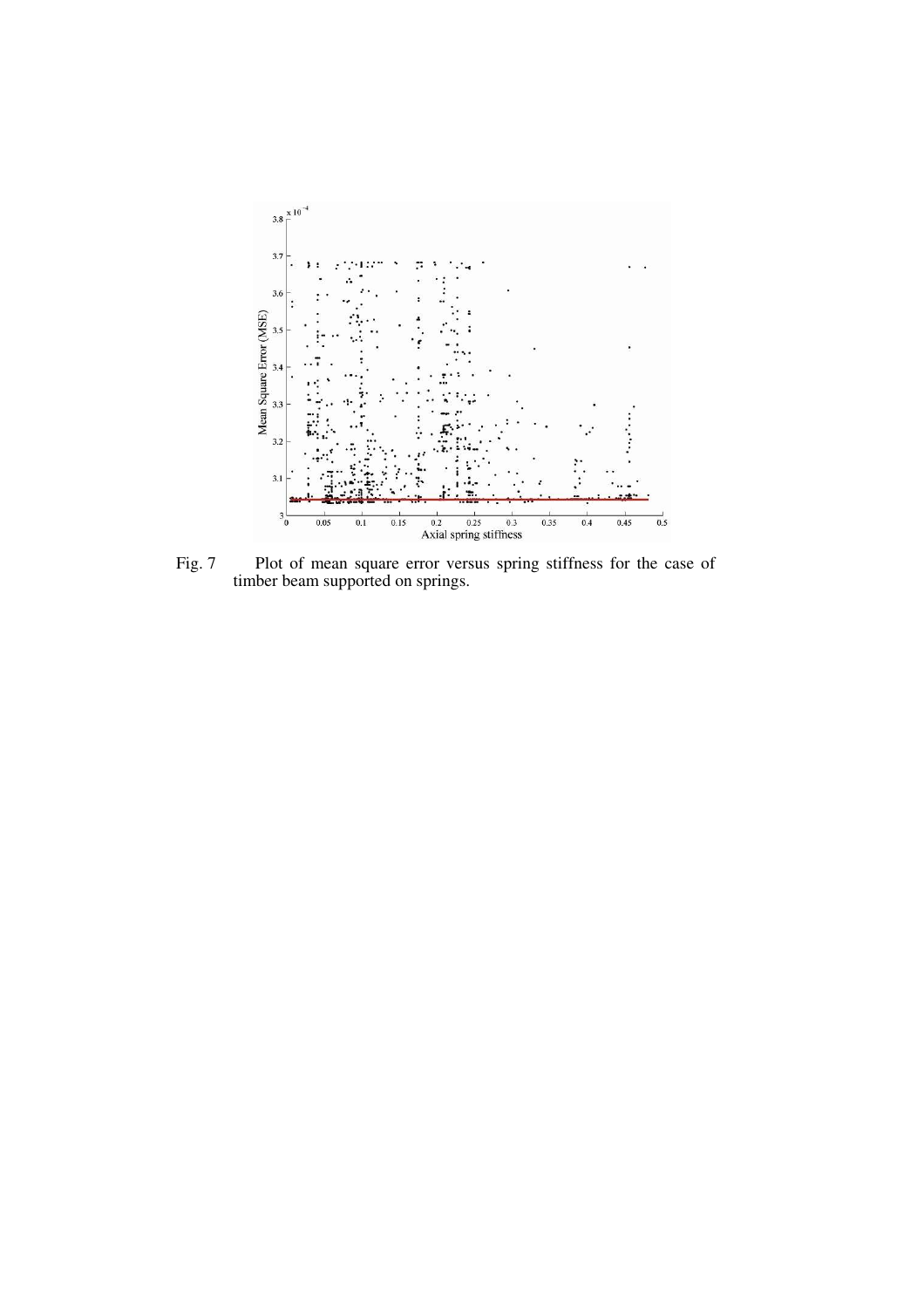Fig. 7 Plot of mean square error versus spring stiffness for the case of timber beam supported on springs.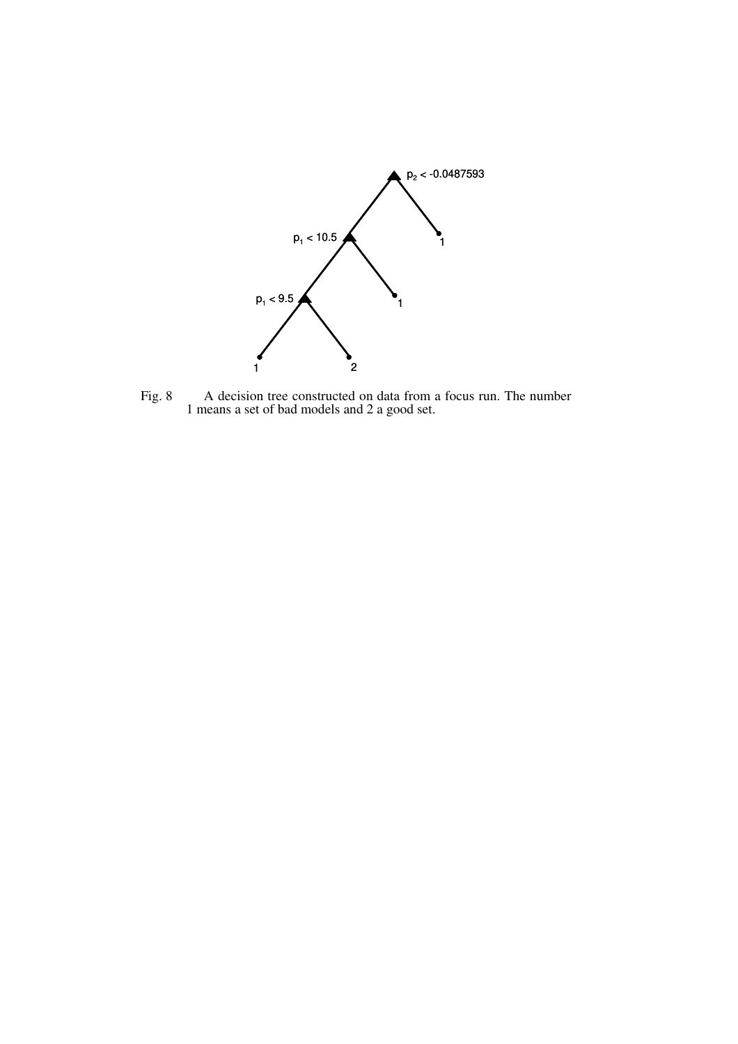Fig. 8 A decision tree constructed on data from a focus run. The number 1 means a set of bad models and 2 a good set.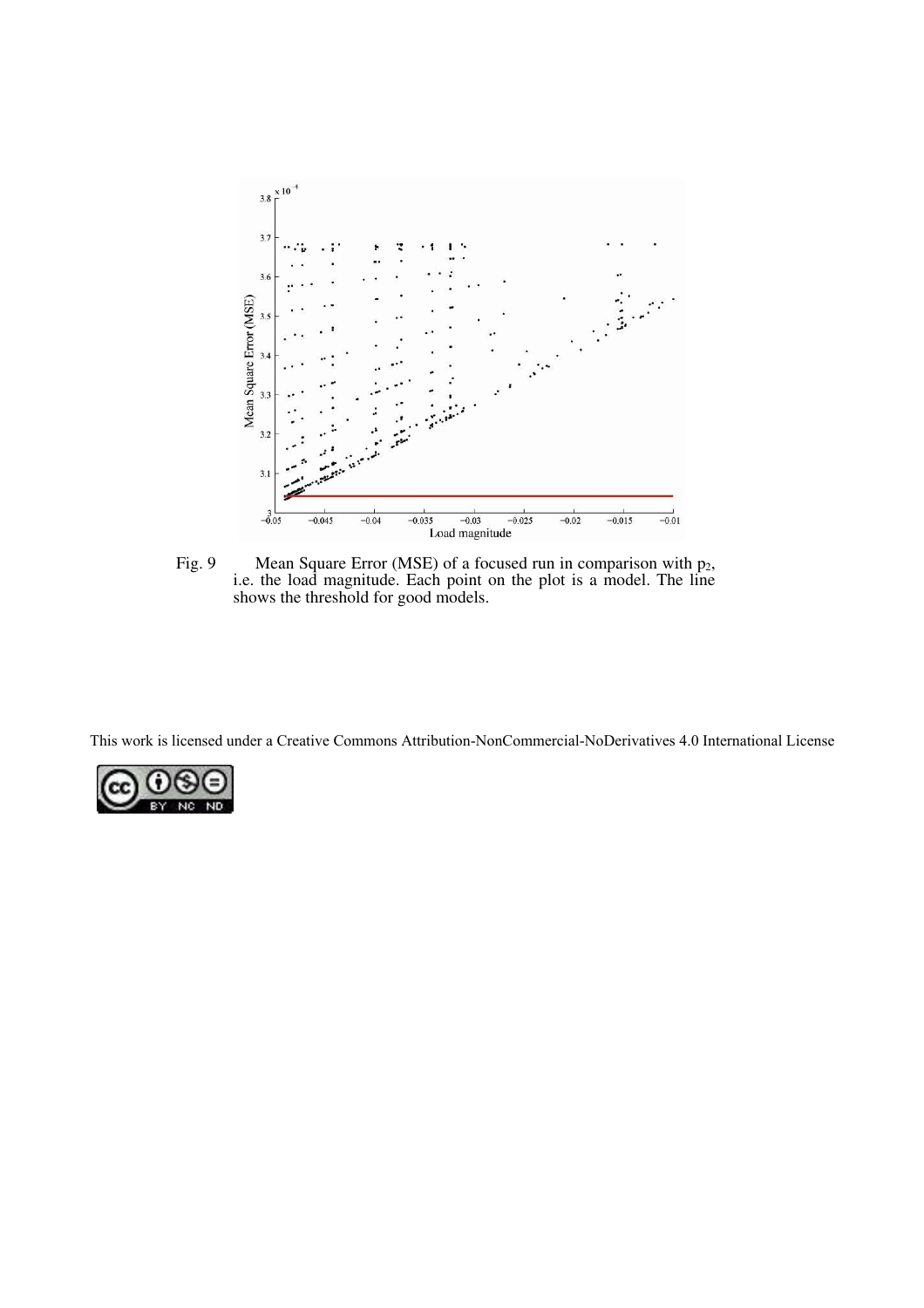×10⁻⁴

3.8

3.7

3.6

3.5

3.4

3.3

3.2

3.1

3

Mean Square Error (MSE)

−0.05 −0.045 −0.04 −0.035 −0.03 −0.025 −0.02 −0.015 −0.01

Load magnitude

Fig. 9 Mean Square Error (MSE) of a focused run in comparison with $p_2$, i.e. the load magnitude. Each point on the plot is a model. The line shows the threshold for good models.

This work is licensed under a Creative Commons Attribution-NonCommercial-NoDerivatives 4.0 International License